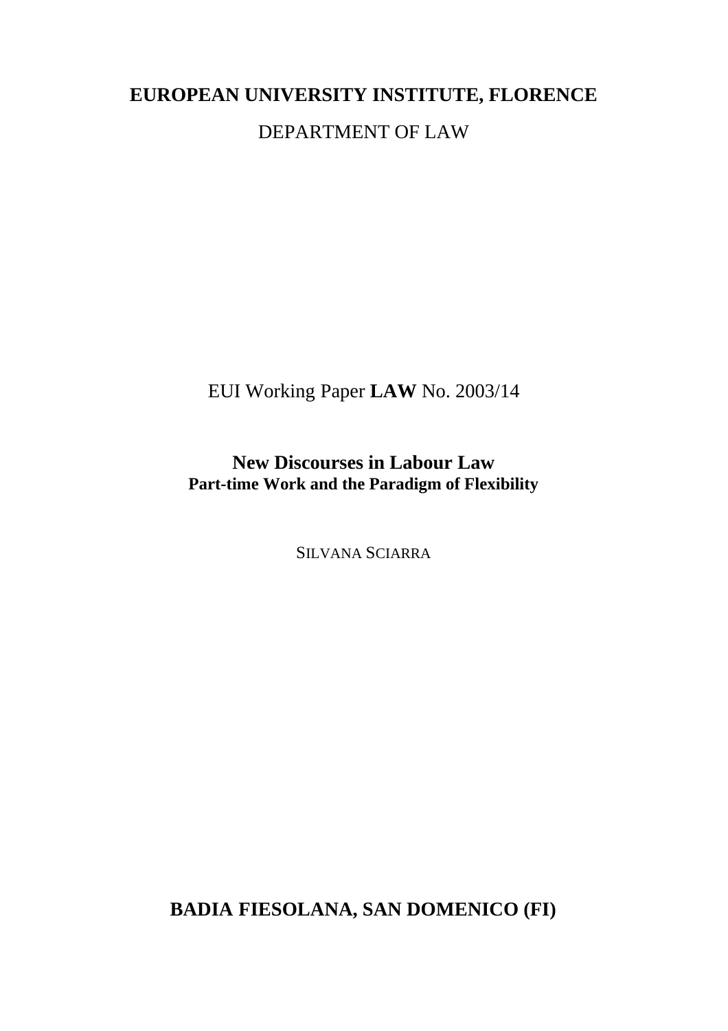**EUROPEAN UNIVERSITY INSTITUTE, FLORENCE**

DEPARTMENT OF LAW

EUI Working Paper **LAW** No. 2003/14

# New Discourses in Labour Law

## Part-time Work and the Paradigm of Flexibility

SILVANA SCIARRA

**BADIA FIESOLANA, SAN DOMENICO (FI)**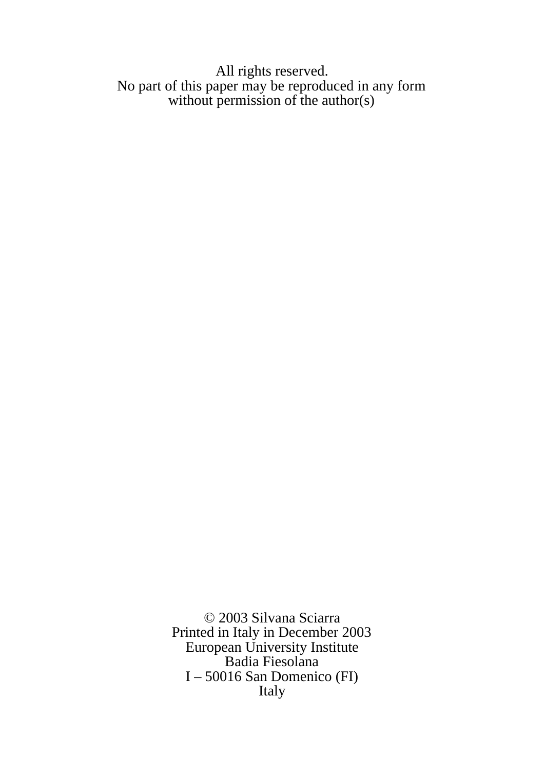All rights reserved.
No part of this paper may be reproduced in any form
without permission of the author(s)

© 2003 Silvana Sciarra
Printed in Italy in December 2003
European University Institute
Badia Fiesolana
I – 50016 San Domenico (FI)
Italy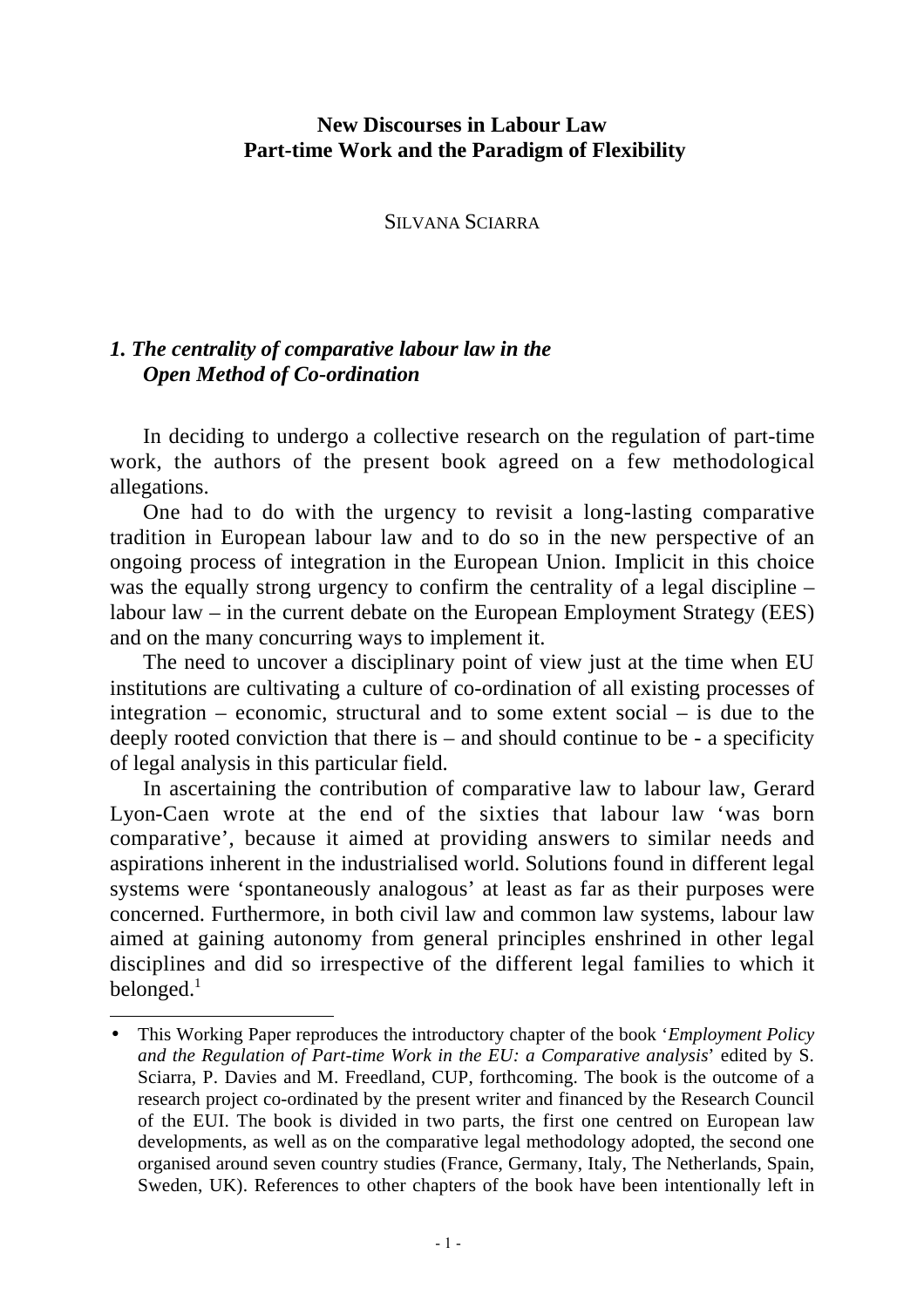**New Discourses in Labour Law**
**Part-time Work and the Paradigm of Flexibility**

SILVANA SCIARRA

## *1. The centrality of comparative labour law in the Open Method of Co-ordination*

In deciding to undergo a collective research on the regulation of part-time work, the authors of the present book agreed on a few methodological allegations.

One had to do with the urgency to revisit a long-lasting comparative tradition in European labour law and to do so in the new perspective of an ongoing process of integration in the European Union. Implicit in this choice was the equally strong urgency to confirm the centrality of a legal discipline – labour law – in the current debate on the European Employment Strategy (EES) and on the many concurring ways to implement it.

The need to uncover a disciplinary point of view just at the time when EU institutions are cultivating a culture of co-ordination of all existing processes of integration – economic, structural and to some extent social – is due to the deeply rooted conviction that there is – and should continue to be - a specificity of legal analysis in this particular field.

In ascertaining the contribution of comparative law to labour law, Gerard Lyon-Caen wrote at the end of the sixties that labour law 'was born comparative', because it aimed at providing answers to similar needs and aspirations inherent in the industrialised world. Solutions found in different legal systems were 'spontaneously analogous' at least as far as their purposes were concerned. Furthermore, in both civil law and common law systems, labour law aimed at gaining autonomy from general principles enshrined in other legal disciplines and did so irrespective of the different legal families to which it belonged.[1]

---

- This Working Paper reproduces the introductory chapter of the book '*Employment Policy and the Regulation of Part-time Work in the EU: a Comparative analysis*' edited by S. Sciarra, P. Davies and M. Freedland, CUP, forthcoming. The book is the outcome of a research project co-ordinated by the present writer and financed by the Research Council of the EUI. The book is divided in two parts, the first one centred on European law developments, as well as on the comparative legal methodology adopted, the second one organised around seven country studies (France, Germany, Italy, The Netherlands, Spain, Sweden, UK). References to other chapters of the book have been intentionally left in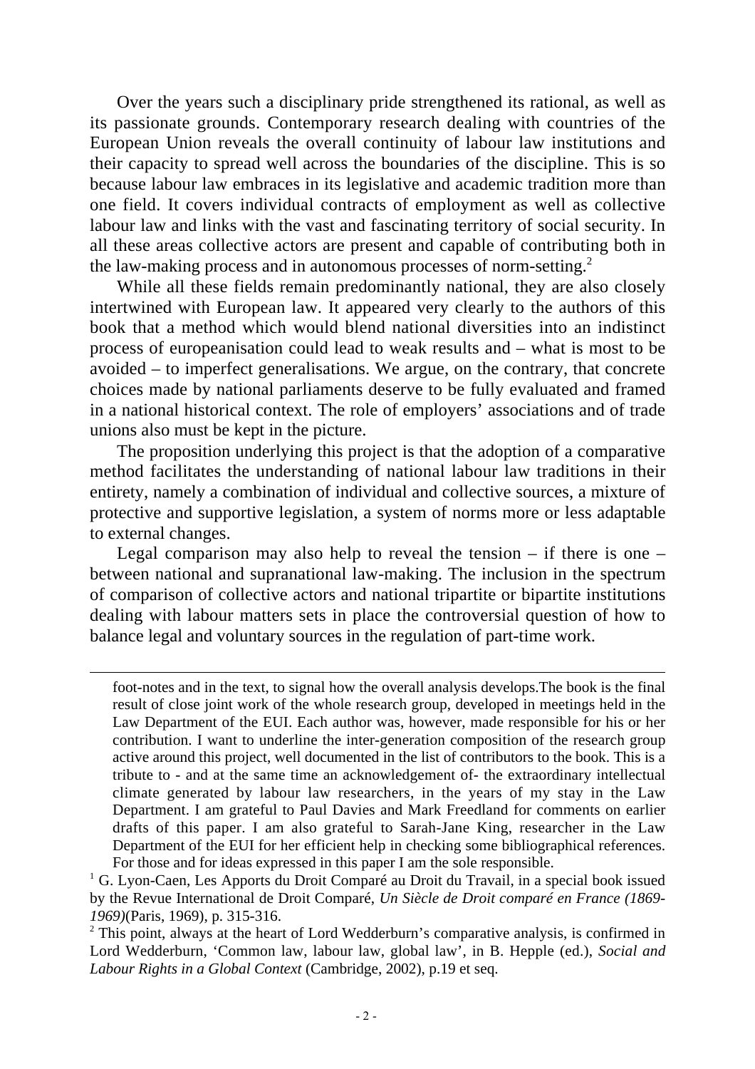Over the years such a disciplinary pride strengthened its rational, as well as its passionate grounds. Contemporary research dealing with countries of the European Union reveals the overall continuity of labour law institutions and their capacity to spread well across the boundaries of the discipline. This is so because labour law embraces in its legislative and academic tradition more than one field. It covers individual contracts of employment as well as collective labour law and links with the vast and fascinating territory of social security. In all these areas collective actors are present and capable of contributing both in the law-making process and in autonomous processes of norm-setting.[2]

While all these fields remain predominantly national, they are also closely intertwined with European law. It appeared very clearly to the authors of this book that a method which would blend national diversities into an indistinct process of europeanisation could lead to weak results and – what is most to be avoided – to imperfect generalisations. We argue, on the contrary, that concrete choices made by national parliaments deserve to be fully evaluated and framed in a national historical context. The role of employers' associations and of trade unions also must be kept in the picture.

The proposition underlying this project is that the adoption of a comparative method facilitates the understanding of national labour law traditions in their entirety, namely a combination of individual and collective sources, a mixture of protective and supportive legislation, a system of norms more or less adaptable to external changes.

Legal comparison may also help to reveal the tension – if there is one – between national and supranational law-making. The inclusion in the spectrum of comparison of collective actors and national tripartite or bipartite institutions dealing with labour matters sets in place the controversial question of how to balance legal and voluntary sources in the regulation of part-time work.

---

foot-notes and in the text, to signal how the overall analysis develops.The book is the final result of close joint work of the whole research group, developed in meetings held in the Law Department of the EUI. Each author was, however, made responsible for his or her contribution. I want to underline the inter-generation composition of the research group active around this project, well documented in the list of contributors to the book. This is a tribute to - and at the same time an acknowledgement of- the extraordinary intellectual climate generated by labour law researchers, in the years of my stay in the Law Department. I am grateful to Paul Davies and Mark Freedland for comments on earlier drafts of this paper. I am also grateful to Sarah-Jane King, researcher in the Law Department of the EUI for her efficient help in checking some bibliographical references. For those and for ideas expressed in this paper I am the sole responsible.

[1] G. Lyon-Caen, Les Apports du Droit Comparé au Droit du Travail, in a special book issued by the Revue International de Droit Comparé, *Un Siècle de Droit comparé en France (1869-1969)*(Paris, 1969), p. 315-316.

[2] This point, always at the heart of Lord Wedderburn's comparative analysis, is confirmed in Lord Wedderburn, 'Common law, labour law, global law', in B. Hepple (ed.), *Social and Labour Rights in a Global Context* (Cambridge, 2002), p.19 et seq.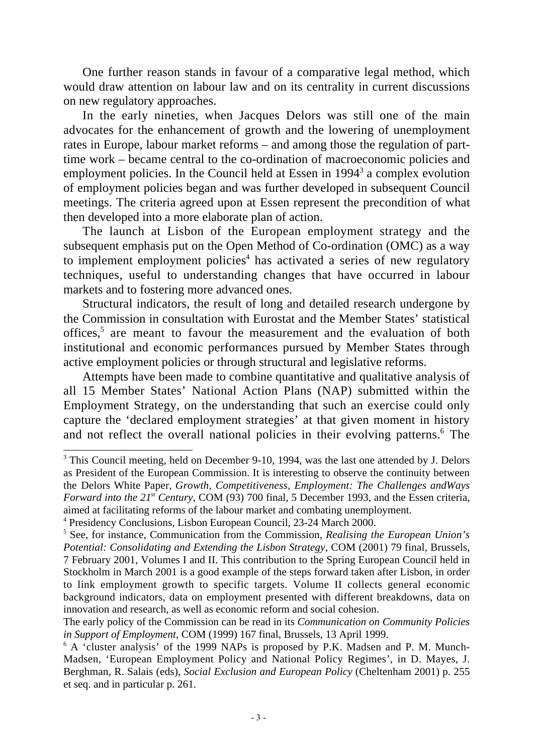One further reason stands in favour of a comparative legal method, which would draw attention on labour law and on its centrality in current discussions on new regulatory approaches.

In the early nineties, when Jacques Delors was still one of the main advocates for the enhancement of growth and the lowering of unemployment rates in Europe, labour market reforms – and among those the regulation of part-time work – became central to the co-ordination of macroeconomic policies and employment policies. In the Council held at Essen in 1994[3] a complex evolution of employment policies began and was further developed in subsequent Council meetings. The criteria agreed upon at Essen represent the precondition of what then developed into a more elaborate plan of action.

The launch at Lisbon of the European employment strategy and the subsequent emphasis put on the Open Method of Co-ordination (OMC) as a way to implement employment policies[4] has activated a series of new regulatory techniques, useful to understanding changes that have occurred in labour markets and to fostering more advanced ones.

Structural indicators, the result of long and detailed research undergone by the Commission in consultation with Eurostat and the Member States' statistical offices,[5] are meant to favour the measurement and the evaluation of both institutional and economic performances pursued by Member States through active employment policies or through structural and legislative reforms.

Attempts have been made to combine quantitative and qualitative analysis of all 15 Member States' National Action Plans (NAP) submitted within the Employment Strategy, on the understanding that such an exercise could only capture the 'declared employment strategies' at that given moment in history and not reflect the overall national policies in their evolving patterns.[6] The

---

[3] This Council meeting, held on December 9-10, 1994, was the last one attended by J. Delors as President of the European Commission. It is interesting to observe the continuity between the Delors White Paper, *Growth, Competitiveness, Employment: The Challenges andWays Forward into the 21st Century*, COM (93) 700 final, 5 December 1993, and the Essen criteria, aimed at facilitating reforms of the labour market and combating unemployment.

[4] Presidency Conclusions, Lisbon European Council, 23-24 March 2000.

[5] See, for instance, Communication from the Commission, *Realising the European Union's Potential: Consolidating and Extending the Lisbon Strategy*, COM (2001) 79 final, Brussels, 7 February 2001, Volumes I and II. This contribution to the Spring European Council held in Stockholm in March 2001 is a good example of the steps forward taken after Lisbon, in order to link employment growth to specific targets. Volume II collects general economic background indicators, data on employment presented with different breakdowns, data on innovation and research, as well as economic reform and social cohesion.

The early policy of the Commission can be read in its *Communication on Community Policies in Support of Employment*, COM (1999) 167 final, Brussels, 13 April 1999.

[6] A 'cluster analysis' of the 1999 NAPs is proposed by P.K. Madsen and P. M. Munch-Madsen, 'European Employment Policy and National Policy Regimes', in D. Mayes, J. Berghman, R. Salais (eds), *Social Exclusion and European Policy* (Cheltenham 2001) p. 255 et seq. and in particular p. 261.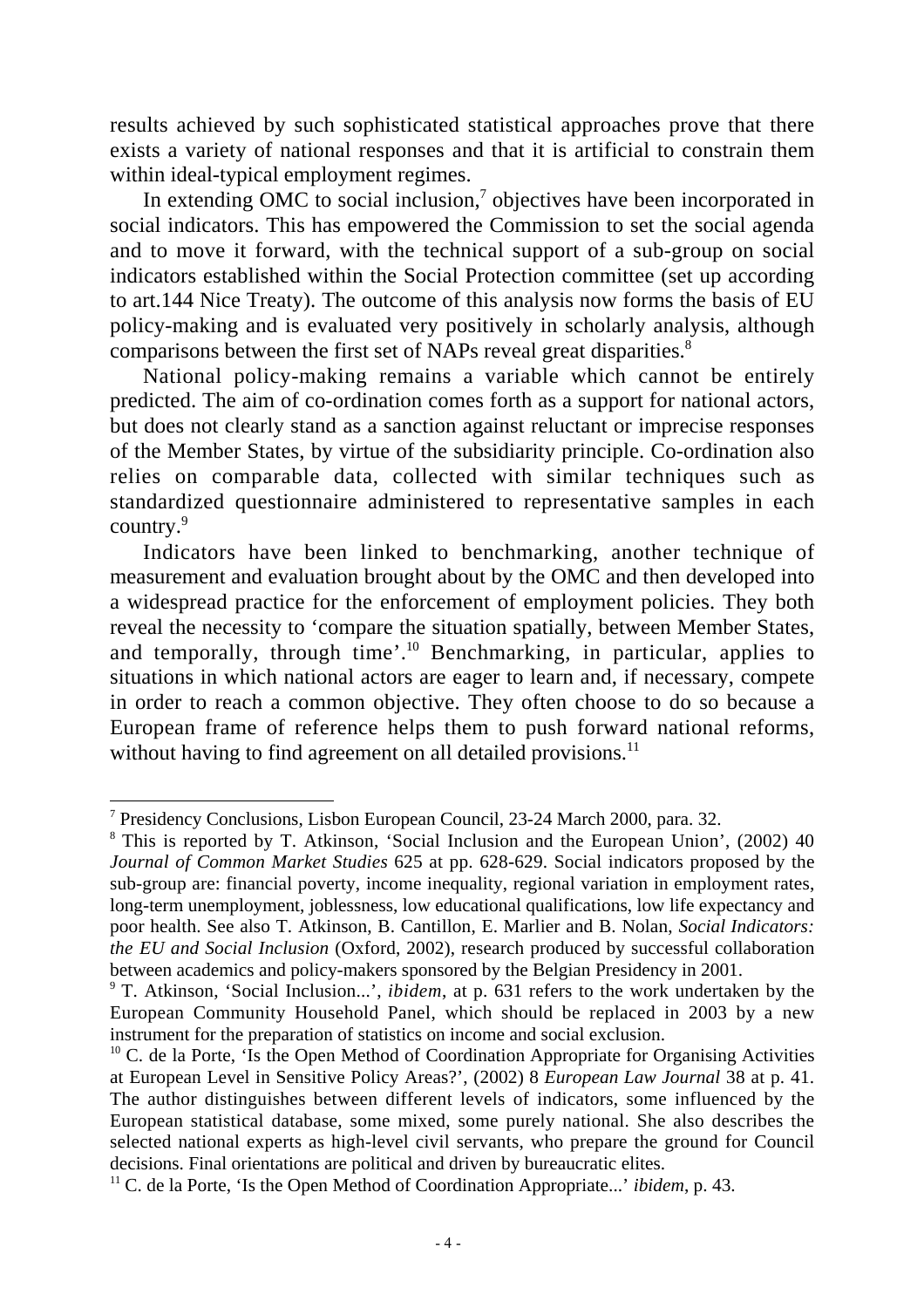results achieved by such sophisticated statistical approaches prove that there exists a variety of national responses and that it is artificial to constrain them within ideal-typical employment regimes.

In extending OMC to social inclusion,[7] objectives have been incorporated in social indicators. This has empowered the Commission to set the social agenda and to move it forward, with the technical support of a sub-group on social indicators established within the Social Protection committee (set up according to art.144 Nice Treaty). The outcome of this analysis now forms the basis of EU policy-making and is evaluated very positively in scholarly analysis, although comparisons between the first set of NAPs reveal great disparities.[8]

National policy-making remains a variable which cannot be entirely predicted. The aim of co-ordination comes forth as a support for national actors, but does not clearly stand as a sanction against reluctant or imprecise responses of the Member States, by virtue of the subsidiarity principle. Co-ordination also relies on comparable data, collected with similar techniques such as standardized questionnaire administered to representative samples in each country.[9]

Indicators have been linked to benchmarking, another technique of measurement and evaluation brought about by the OMC and then developed into a widespread practice for the enforcement of employment policies. They both reveal the necessity to 'compare the situation spatially, between Member States, and temporally, through time'.[10] Benchmarking, in particular, applies to situations in which national actors are eager to learn and, if necessary, compete in order to reach a common objective. They often choose to do so because a European frame of reference helps them to push forward national reforms, without having to find agreement on all detailed provisions.[11]

---

[7] Presidency Conclusions, Lisbon European Council, 23-24 March 2000, para. 32.

[8] This is reported by T. Atkinson, 'Social Inclusion and the European Union', (2002) 40 *Journal of Common Market Studies* 625 at pp. 628-629. Social indicators proposed by the sub-group are: financial poverty, income inequality, regional variation in employment rates, long-term unemployment, joblessness, low educational qualifications, low life expectancy and poor health. See also T. Atkinson, B. Cantillon, E. Marlier and B. Nolan, *Social Indicators: the EU and Social Inclusion* (Oxford, 2002), research produced by successful collaboration between academics and policy-makers sponsored by the Belgian Presidency in 2001.

[9] T. Atkinson, 'Social Inclusion...', *ibidem*, at p. 631 refers to the work undertaken by the European Community Household Panel, which should be replaced in 2003 by a new instrument for the preparation of statistics on income and social exclusion.

[10] C. de la Porte, 'Is the Open Method of Coordination Appropriate for Organising Activities at European Level in Sensitive Policy Areas?', (2002) 8 *European Law Journal* 38 at p. 41. The author distinguishes between different levels of indicators, some influenced by the European statistical database, some mixed, some purely national. She also describes the selected national experts as high-level civil servants, who prepare the ground for Council decisions. Final orientations are political and driven by bureaucratic elites.

[11] C. de la Porte, 'Is the Open Method of Coordination Appropriate...' *ibidem*, p. 43.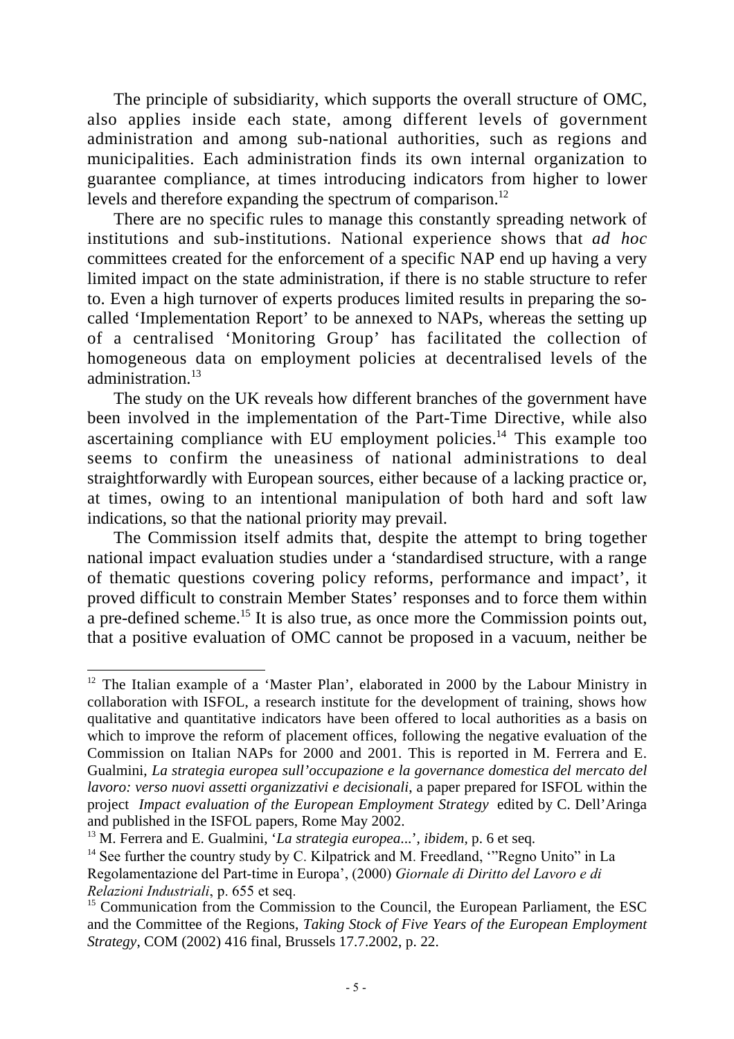The principle of subsidiarity, which supports the overall structure of OMC, also applies inside each state, among different levels of government administration and among sub-national authorities, such as regions and municipalities. Each administration finds its own internal organization to guarantee compliance, at times introducing indicators from higher to lower levels and therefore expanding the spectrum of comparison.[12]

There are no specific rules to manage this constantly spreading network of institutions and sub-institutions. National experience shows that *ad hoc* committees created for the enforcement of a specific NAP end up having a very limited impact on the state administration, if there is no stable structure to refer to. Even a high turnover of experts produces limited results in preparing the so-called 'Implementation Report' to be annexed to NAPs, whereas the setting up of a centralised 'Monitoring Group' has facilitated the collection of homogeneous data on employment policies at decentralised levels of the administration.[13]

The study on the UK reveals how different branches of the government have been involved in the implementation of the Part-Time Directive, while also ascertaining compliance with EU employment policies.[14] This example too seems to confirm the uneasiness of national administrations to deal straightforwardly with European sources, either because of a lacking practice or, at times, owing to an intentional manipulation of both hard and soft law indications, so that the national priority may prevail.

The Commission itself admits that, despite the attempt to bring together national impact evaluation studies under a 'standardised structure, with a range of thematic questions covering policy reforms, performance and impact', it proved difficult to constrain Member States' responses and to force them within a pre-defined scheme.[15] It is also true, as once more the Commission points out, that a positive evaluation of OMC cannot be proposed in a vacuum, neither be

---

[12] The Italian example of a 'Master Plan', elaborated in 2000 by the Labour Ministry in collaboration with ISFOL, a research institute for the development of training, shows how qualitative and quantitative indicators have been offered to local authorities as a basis on which to improve the reform of placement offices, following the negative evaluation of the Commission on Italian NAPs for 2000 and 2001. This is reported in M. Ferrera and E. Gualmini, *La strategia europea sull'occupazione e la governance domestica del mercato del lavoro: verso nuovi assetti organizzativi e decisionali*, a paper prepared for ISFOL within the project *Impact evaluation of the European Employment Strategy* edited by C. Dell'Aringa and published in the ISFOL papers, Rome May 2002.

[13] M. Ferrera and E. Gualmini, '*La strategia europea*...', *ibidem*, p. 6 et seq.

[14] See further the country study by C. Kilpatrick and M. Freedland, '"Regno Unito" in La Regolamentazione del Part-time in Europa', (2000) *Giornale di Diritto del Lavoro e di Relazioni Industriali*, p. 655 et seq.

[15] Communication from the Commission to the Council, the European Parliament, the ESC and the Committee of the Regions, *Taking Stock of Five Years of the European Employment Strategy*, COM (2002) 416 final, Brussels 17.7.2002, p. 22.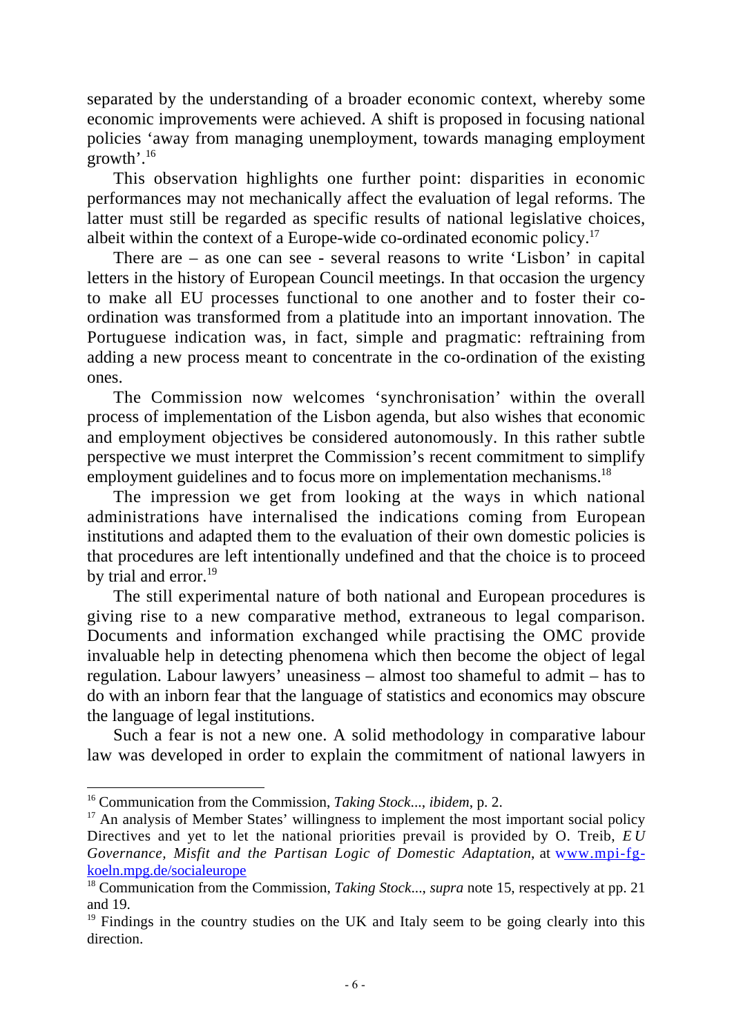separated by the understanding of a broader economic context, whereby some economic improvements were achieved. A shift is proposed in focusing national policies 'away from managing unemployment, towards managing employment growth'.[16]

This observation highlights one further point: disparities in economic performances may not mechanically affect the evaluation of legal reforms. The latter must still be regarded as specific results of national legislative choices, albeit within the context of a Europe-wide co-ordinated economic policy.[17]

There are – as one can see - several reasons to write 'Lisbon' in capital letters in the history of European Council meetings. In that occasion the urgency to make all EU processes functional to one another and to foster their co-ordination was transformed from a platitude into an important innovation. The Portuguese indication was, in fact, simple and pragmatic: reftraining from adding a new process meant to concentrate in the co-ordination of the existing ones.

The Commission now welcomes 'synchronisation' within the overall process of implementation of the Lisbon agenda, but also wishes that economic and employment objectives be considered autonomously. In this rather subtle perspective we must interpret the Commission's recent commitment to simplify employment guidelines and to focus more on implementation mechanisms.[18]

The impression we get from looking at the ways in which national administrations have internalised the indications coming from European institutions and adapted them to the evaluation of their own domestic policies is that procedures are left intentionally undefined and that the choice is to proceed by trial and error.[19]

The still experimental nature of both national and European procedures is giving rise to a new comparative method, extraneous to legal comparison. Documents and information exchanged while practising the OMC provide invaluable help in detecting phenomena which then become the object of legal regulation. Labour lawyers' uneasiness – almost too shameful to admit – has to do with an inborn fear that the language of statistics and economics may obscure the language of legal institutions.

Such a fear is not a new one. A solid methodology in comparative labour law was developed in order to explain the commitment of national lawyers in

---

[16] Communication from the Commission, *Taking Stock...*, *ibidem*, p. 2.

[17] An analysis of Member States' willingness to implement the most important social policy Directives and yet to let the national priorities prevail is provided by O. Treib, *EU Governance, Misfit and the Partisan Logic of Domestic Adaptation*, at www.mpi-fg-koeln.mpg.de/socialeurope

[18] Communication from the Commission, *Taking Stock...*, *supra* note 15, respectively at pp. 21 and 19.

[19] Findings in the country studies on the UK and Italy seem to be going clearly into this direction.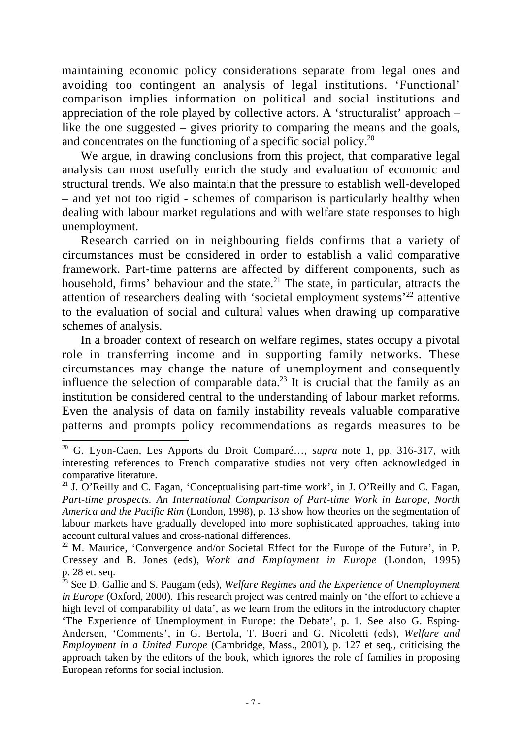maintaining economic policy considerations separate from legal ones and avoiding too contingent an analysis of legal institutions. 'Functional' comparison implies information on political and social institutions and appreciation of the role played by collective actors. A 'structuralist' approach – like the one suggested – gives priority to comparing the means and the goals, and concentrates on the functioning of a specific social policy.[20]

We argue, in drawing conclusions from this project, that comparative legal analysis can most usefully enrich the study and evaluation of economic and structural trends. We also maintain that the pressure to establish well-developed – and yet not too rigid - schemes of comparison is particularly healthy when dealing with labour market regulations and with welfare state responses to high unemployment.

Research carried on in neighbouring fields confirms that a variety of circumstances must be considered in order to establish a valid comparative framework. Part-time patterns are affected by different components, such as household, firms' behaviour and the state.[21] The state, in particular, attracts the attention of researchers dealing with 'societal employment systems'[22] attentive to the evaluation of social and cultural values when drawing up comparative schemes of analysis.

In a broader context of research on welfare regimes, states occupy a pivotal role in transferring income and in supporting family networks. These circumstances may change the nature of unemployment and consequently influence the selection of comparable data.[23] It is crucial that the family as an institution be considered central to the understanding of labour market reforms. Even the analysis of data on family instability reveals valuable comparative patterns and prompts policy recommendations as regards measures to be

---

[20] G. Lyon-Caen, Les Apports du Droit Comparé…, *supra* note 1, pp. 316-317, with interesting references to French comparative studies not very often acknowledged in comparative literature.

[21] J. O'Reilly and C. Fagan, 'Conceptualising part-time work', in J. O'Reilly and C. Fagan, *Part-time prospects. An International Comparison of Part-time Work in Europe, North America and the Pacific Rim* (London, 1998), p. 13 show how theories on the segmentation of labour markets have gradually developed into more sophisticated approaches, taking into account cultural values and cross-national differences.

[22] M. Maurice, 'Convergence and/or Societal Effect for the Europe of the Future', in P. Cressey and B. Jones (eds), *Work and Employment in Europe* (London, 1995) p. 28 et. seq.

[23] See D. Gallie and S. Paugam (eds), *Welfare Regimes and the Experience of Unemployment in Europe* (Oxford, 2000). This research project was centred mainly on 'the effort to achieve a high level of comparability of data', as we learn from the editors in the introductory chapter 'The Experience of Unemployment in Europe: the Debate', p. 1. See also G. Esping-Andersen, 'Comments', in G. Bertola, T. Boeri and G. Nicoletti (eds), *Welfare and Employment in a United Europe* (Cambridge, Mass., 2001), p. 127 et seq., criticising the approach taken by the editors of the book, which ignores the role of families in proposing European reforms for social inclusion.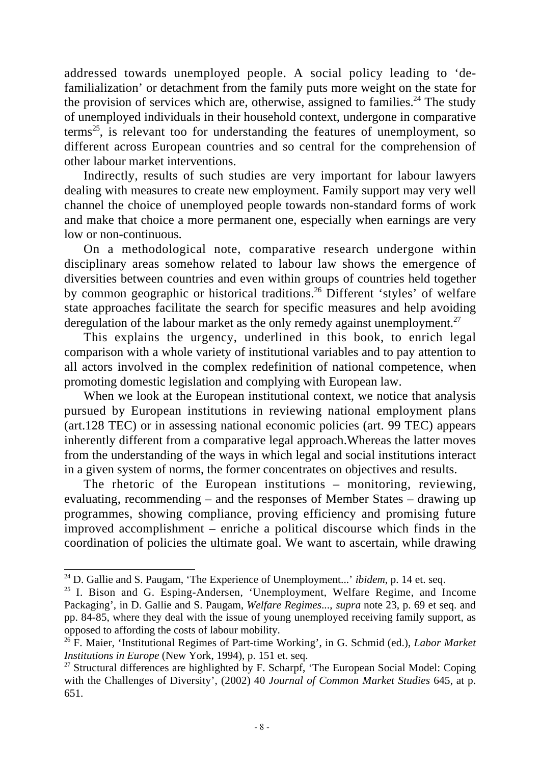addressed towards unemployed people. A social policy leading to 'de-familialization' or detachment from the family puts more weight on the state for the provision of services which are, otherwise, assigned to families.[24] The study of unemployed individuals in their household context, undergone in comparative terms[25], is relevant too for understanding the features of unemployment, so different across European countries and so central for the comprehension of other labour market interventions.

Indirectly, results of such studies are very important for labour lawyers dealing with measures to create new employment. Family support may very well channel the choice of unemployed people towards non-standard forms of work and make that choice a more permanent one, especially when earnings are very low or non-continuous.

On a methodological note, comparative research undergone within disciplinary areas somehow related to labour law shows the emergence of diversities between countries and even within groups of countries held together by common geographic or historical traditions.[26] Different 'styles' of welfare state approaches facilitate the search for specific measures and help avoiding deregulation of the labour market as the only remedy against unemployment.[27]

This explains the urgency, underlined in this book, to enrich legal comparison with a whole variety of institutional variables and to pay attention to all actors involved in the complex redefinition of national competence, when promoting domestic legislation and complying with European law.

When we look at the European institutional context, we notice that analysis pursued by European institutions in reviewing national employment plans (art.128 TEC) or in assessing national economic policies (art. 99 TEC) appears inherently different from a comparative legal approach.Whereas the latter moves from the understanding of the ways in which legal and social institutions interact in a given system of norms, the former concentrates on objectives and results.

The rhetoric of the European institutions – monitoring, reviewing, evaluating, recommending – and the responses of Member States – drawing up programmes, showing compliance, proving efficiency and promising future improved accomplishment – enriche a political discourse which finds in the coordination of policies the ultimate goal. We want to ascertain, while drawing

---

[24] D. Gallie and S. Paugam, 'The Experience of Unemployment...' *ibidem*, p. 14 et. seq.

[25] I. Bison and G. Esping-Andersen, 'Unemployment, Welfare Regime, and Income Packaging', in D. Gallie and S. Paugam, *Welfare Regimes...*, *supra* note 23, p. 69 et seq. and pp. 84-85, where they deal with the issue of young unemployed receiving family support, as opposed to affording the costs of labour mobility.

[26] F. Maier, 'Institutional Regimes of Part-time Working', in G. Schmid (ed.), *Labor Market Institutions in Europe* (New York, 1994), p. 151 et. seq.

[27] Structural differences are highlighted by F. Scharpf, 'The European Social Model: Coping with the Challenges of Diversity', (2002) 40 *Journal of Common Market Studies* 645, at p. 651.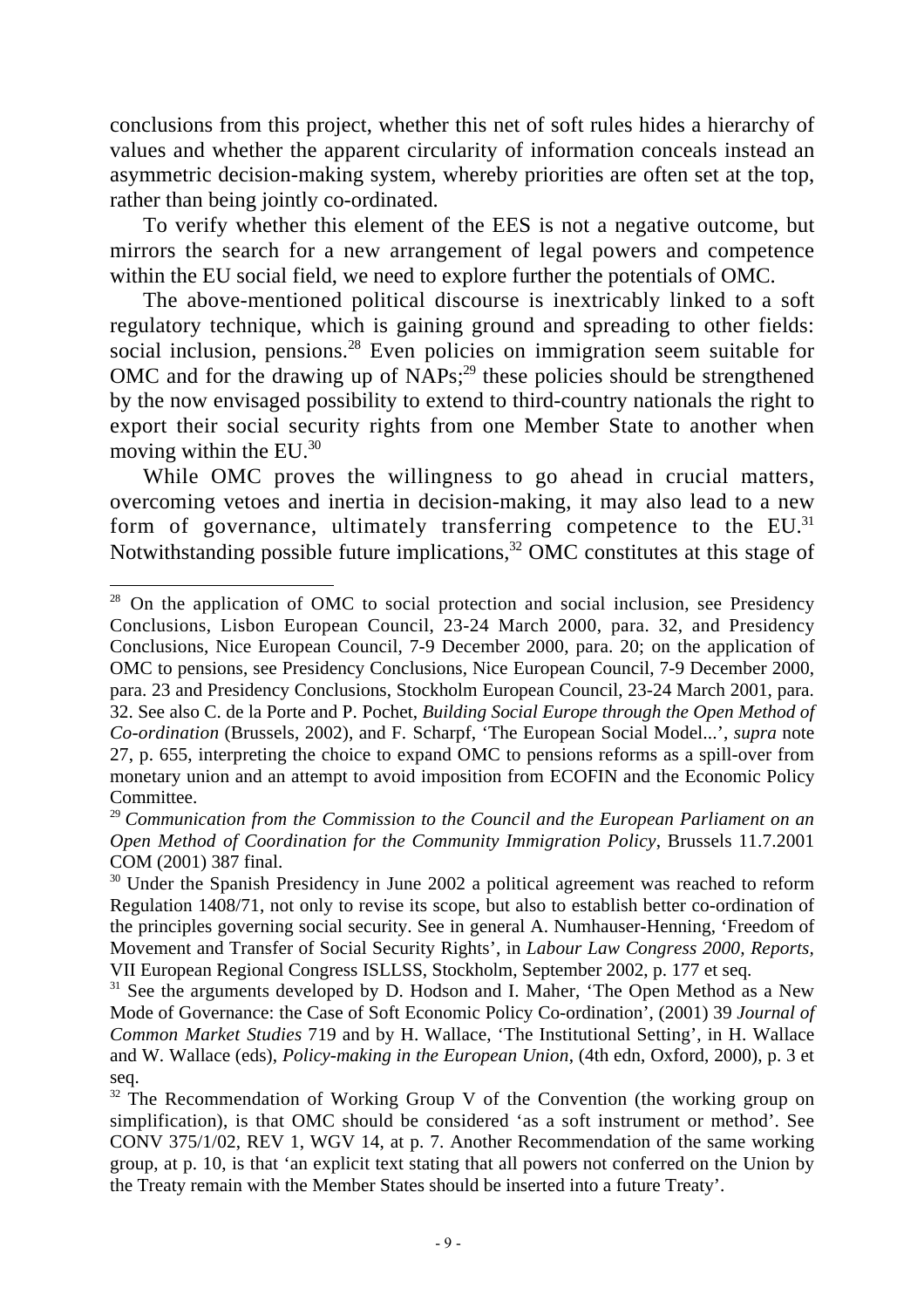conclusions from this project, whether this net of soft rules hides a hierarchy of values and whether the apparent circularity of information conceals instead an asymmetric decision-making system, whereby priorities are often set at the top, rather than being jointly co-ordinated.

To verify whether this element of the EES is not a negative outcome, but mirrors the search for a new arrangement of legal powers and competence within the EU social field, we need to explore further the potentials of OMC.

The above-mentioned political discourse is inextricably linked to a soft regulatory technique, which is gaining ground and spreading to other fields: social inclusion, pensions.[28] Even policies on immigration seem suitable for OMC and for the drawing up of NAPs;[29] these policies should be strengthened by the now envisaged possibility to extend to third-country nationals the right to export their social security rights from one Member State to another when moving within the EU.[30]

While OMC proves the willingness to go ahead in crucial matters, overcoming vetoes and inertia in decision-making, it may also lead to a new form of governance, ultimately transferring competence to the EU.[31] Notwithstanding possible future implications,[32] OMC constitutes at this stage of

---

[28] On the application of OMC to social protection and social inclusion, see Presidency Conclusions, Lisbon European Council, 23-24 March 2000, para. 32, and Presidency Conclusions, Nice European Council, 7-9 December 2000, para. 20; on the application of OMC to pensions, see Presidency Conclusions, Nice European Council, 7-9 December 2000, para. 23 and Presidency Conclusions, Stockholm European Council, 23-24 March 2001, para. 32. See also C. de la Porte and P. Pochet, *Building Social Europe through the Open Method of Co-ordination* (Brussels, 2002), and F. Scharpf, 'The European Social Model...', *supra* note 27, p. 655, interpreting the choice to expand OMC to pensions reforms as a spill-over from monetary union and an attempt to avoid imposition from ECOFIN and the Economic Policy Committee.

[29] *Communication from the Commission to the Council and the European Parliament on an Open Method of Coordination for the Community Immigration Policy*, Brussels 11.7.2001 COM (2001) 387 final.

[30] Under the Spanish Presidency in June 2002 a political agreement was reached to reform Regulation 1408/71, not only to revise its scope, but also to establish better co-ordination of the principles governing social security. See in general A. Numhauser-Henning, 'Freedom of Movement and Transfer of Social Security Rights', in *Labour Law Congress 2000, Reports*, VII European Regional Congress ISLLSS, Stockholm, September 2002, p. 177 et seq.

[31] See the arguments developed by D. Hodson and I. Maher, 'The Open Method as a New Mode of Governance: the Case of Soft Economic Policy Co-ordination', (2001) 39 *Journal of Common Market Studies* 719 and by H. Wallace, 'The Institutional Setting', in H. Wallace and W. Wallace (eds), *Policy-making in the European Union*, (4th edn, Oxford, 2000), p. 3 et seq.

[32] The Recommendation of Working Group V of the Convention (the working group on simplification), is that OMC should be considered 'as a soft instrument or method'. See CONV 375/1/02, REV 1, WGV 14, at p. 7. Another Recommendation of the same working group, at p. 10, is that 'an explicit text stating that all powers not conferred on the Union by the Treaty remain with the Member States should be inserted into a future Treaty'.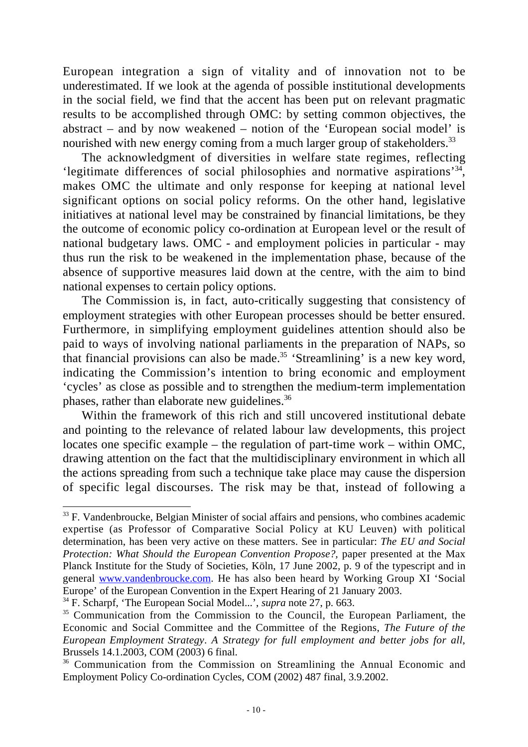European integration a sign of vitality and of innovation not to be underestimated. If we look at the agenda of possible institutional developments in the social field, we find that the accent has been put on relevant pragmatic results to be accomplished through OMC: by setting common objectives, the abstract – and by now weakened – notion of the 'European social model' is nourished with new energy coming from a much larger group of stakeholders.[33]

The acknowledgment of diversities in welfare state regimes, reflecting 'legitimate differences of social philosophies and normative aspirations'[34], makes OMC the ultimate and only response for keeping at national level significant options on social policy reforms. On the other hand, legislative initiatives at national level may be constrained by financial limitations, be they the outcome of economic policy co-ordination at European level or the result of national budgetary laws. OMC - and employment policies in particular - may thus run the risk to be weakened in the implementation phase, because of the absence of supportive measures laid down at the centre, with the aim to bind national expenses to certain policy options.

The Commission is, in fact, auto-critically suggesting that consistency of employment strategies with other European processes should be better ensured. Furthermore, in simplifying employment guidelines attention should also be paid to ways of involving national parliaments in the preparation of NAPs, so that financial provisions can also be made.[35] 'Streamlining' is a new key word, indicating the Commission's intention to bring economic and employment 'cycles' as close as possible and to strengthen the medium-term implementation phases, rather than elaborate new guidelines.[36]

Within the framework of this rich and still uncovered institutional debate and pointing to the relevance of related labour law developments, this project locates one specific example – the regulation of part-time work – within OMC, drawing attention on the fact that the multidisciplinary environment in which all the actions spreading from such a technique take place may cause the dispersion of specific legal discourses. The risk may be that, instead of following a

---

[33] F. Vandenbroucke, Belgian Minister of social affairs and pensions, who combines academic expertise (as Professor of Comparative Social Policy at KU Leuven) with political determination, has been very active on these matters. See in particular: *The EU and Social Protection: What Should the European Convention Propose?*, paper presented at the Max Planck Institute for the Study of Societies, Köln, 17 June 2002, p. 9 of the typescript and in general www.vandenbroucke.com. He has also been heard by Working Group XI 'Social Europe' of the European Convention in the Expert Hearing of 21 January 2003.

[34] F. Scharpf, 'The European Social Model...', *supra* note 27, p. 663.

[35] Communication from the Commission to the Council, the European Parliament, the Economic and Social Committee and the Committee of the Regions, *The Future of the European Employment Strategy*. *A Strategy for full employment and better jobs for all*, Brussels 14.1.2003, COM (2003) 6 final.

[36] Communication from the Commission on Streamlining the Annual Economic and Employment Policy Co-ordination Cycles, COM (2002) 487 final, 3.9.2002.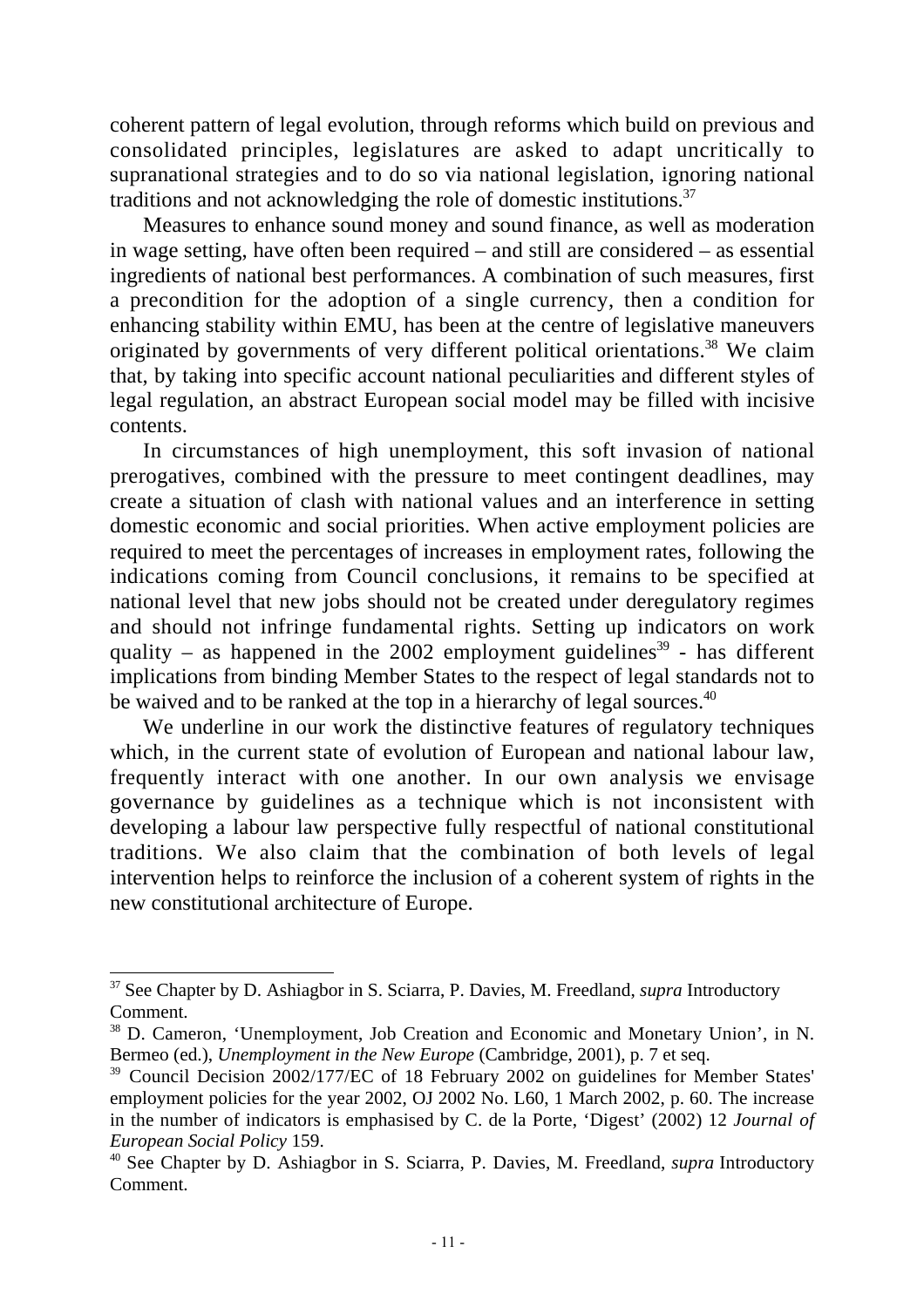coherent pattern of legal evolution, through reforms which build on previous and consolidated principles, legislatures are asked to adapt uncritically to supranational strategies and to do so via national legislation, ignoring national traditions and not acknowledging the role of domestic institutions.[37]

Measures to enhance sound money and sound finance, as well as moderation in wage setting, have often been required – and still are considered – as essential ingredients of national best performances. A combination of such measures, first a precondition for the adoption of a single currency, then a condition for enhancing stability within EMU, has been at the centre of legislative maneuvers originated by governments of very different political orientations.[38] We claim that, by taking into specific account national peculiarities and different styles of legal regulation, an abstract European social model may be filled with incisive contents.

In circumstances of high unemployment, this soft invasion of national prerogatives, combined with the pressure to meet contingent deadlines, may create a situation of clash with national values and an interference in setting domestic economic and social priorities. When active employment policies are required to meet the percentages of increases in employment rates, following the indications coming from Council conclusions, it remains to be specified at national level that new jobs should not be created under deregulatory regimes and should not infringe fundamental rights. Setting up indicators on work quality – as happened in the 2002 employment guidelines[39] - has different implications from binding Member States to the respect of legal standards not to be waived and to be ranked at the top in a hierarchy of legal sources.[40]

We underline in our work the distinctive features of regulatory techniques which, in the current state of evolution of European and national labour law, frequently interact with one another. In our own analysis we envisage governance by guidelines as a technique which is not inconsistent with developing a labour law perspective fully respectful of national constitutional traditions. We also claim that the combination of both levels of legal intervention helps to reinforce the inclusion of a coherent system of rights in the new constitutional architecture of Europe.

---

[37] See Chapter by D. Ashiagbor in S. Sciarra, P. Davies, M. Freedland, *supra* Introductory Comment.

[38] D. Cameron, 'Unemployment, Job Creation and Economic and Monetary Union', in N. Bermeo (ed.), *Unemployment in the New Europe* (Cambridge, 2001), p. 7 et seq.

[39] Council Decision 2002/177/EC of 18 February 2002 on guidelines for Member States' employment policies for the year 2002, OJ 2002 No. L60, 1 March 2002, p. 60. The increase in the number of indicators is emphasised by C. de la Porte, 'Digest' (2002) 12 *Journal of European Social Policy* 159.

[40] See Chapter by D. Ashiagbor in S. Sciarra, P. Davies, M. Freedland, *supra* Introductory Comment.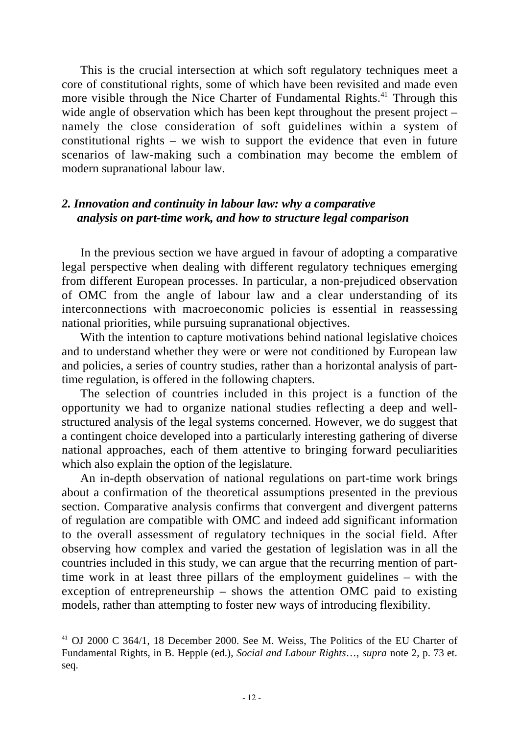This is the crucial intersection at which soft regulatory techniques meet a core of constitutional rights, some of which have been revisited and made even more visible through the Nice Charter of Fundamental Rights.[41] Through this wide angle of observation which has been kept throughout the present project – namely the close consideration of soft guidelines within a system of constitutional rights – we wish to support the evidence that even in future scenarios of law-making such a combination may become the emblem of modern supranational labour law.

## *2. Innovation and continuity in labour law: why a comparative analysis on part-time work, and how to structure legal comparison*

In the previous section we have argued in favour of adopting a comparative legal perspective when dealing with different regulatory techniques emerging from different European processes. In particular, a non-prejudiced observation of OMC from the angle of labour law and a clear understanding of its interconnections with macroeconomic policies is essential in reassessing national priorities, while pursuing supranational objectives.

With the intention to capture motivations behind national legislative choices and to understand whether they were or were not conditioned by European law and policies, a series of country studies, rather than a horizontal analysis of part-time regulation, is offered in the following chapters.

The selection of countries included in this project is a function of the opportunity we had to organize national studies reflecting a deep and well-structured analysis of the legal systems concerned. However, we do suggest that a contingent choice developed into a particularly interesting gathering of diverse national approaches, each of them attentive to bringing forward peculiarities which also explain the option of the legislature.

An in-depth observation of national regulations on part-time work brings about a confirmation of the theoretical assumptions presented in the previous section. Comparative analysis confirms that convergent and divergent patterns of regulation are compatible with OMC and indeed add significant information to the overall assessment of regulatory techniques in the social field. After observing how complex and varied the gestation of legislation was in all the countries included in this study, we can argue that the recurring mention of part-time work in at least three pillars of the employment guidelines – with the exception of entrepreneurship – shows the attention OMC paid to existing models, rather than attempting to foster new ways of introducing flexibility.

---

[41] OJ 2000 C 364/1, 18 December 2000. See M. Weiss, The Politics of the EU Charter of Fundamental Rights, in B. Hepple (ed.), *Social and Labour Rights*…, *supra* note 2, p. 73 et. seq.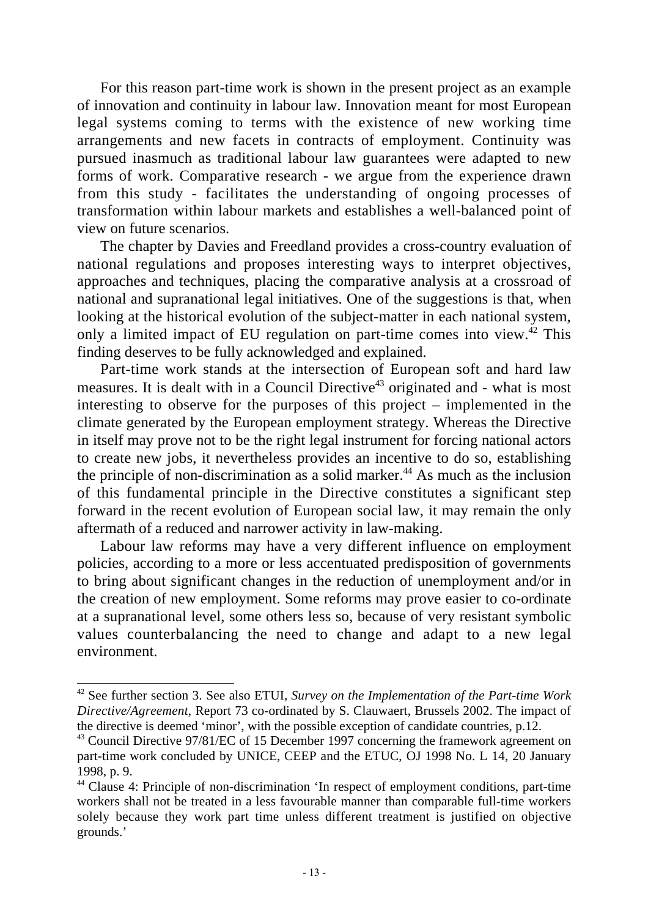For this reason part-time work is shown in the present project as an example of innovation and continuity in labour law. Innovation meant for most European legal systems coming to terms with the existence of new working time arrangements and new facets in contracts of employment. Continuity was pursued inasmuch as traditional labour law guarantees were adapted to new forms of work. Comparative research - we argue from the experience drawn from this study - facilitates the understanding of ongoing processes of transformation within labour markets and establishes a well-balanced point of view on future scenarios.

The chapter by Davies and Freedland provides a cross-country evaluation of national regulations and proposes interesting ways to interpret objectives, approaches and techniques, placing the comparative analysis at a crossroad of national and supranational legal initiatives. One of the suggestions is that, when looking at the historical evolution of the subject-matter in each national system, only a limited impact of EU regulation on part-time comes into view.[42] This finding deserves to be fully acknowledged and explained.

Part-time work stands at the intersection of European soft and hard law measures. It is dealt with in a Council Directive[43] originated and - what is most interesting to observe for the purposes of this project – implemented in the climate generated by the European employment strategy. Whereas the Directive in itself may prove not to be the right legal instrument for forcing national actors to create new jobs, it nevertheless provides an incentive to do so, establishing the principle of non-discrimination as a solid marker.[44] As much as the inclusion of this fundamental principle in the Directive constitutes a significant step forward in the recent evolution of European social law, it may remain the only aftermath of a reduced and narrower activity in law-making.

Labour law reforms may have a very different influence on employment policies, according to a more or less accentuated predisposition of governments to bring about significant changes in the reduction of unemployment and/or in the creation of new employment. Some reforms may prove easier to co-ordinate at a supranational level, some others less so, because of very resistant symbolic values counterbalancing the need to change and adapt to a new legal environment.

---

[42] See further section 3. See also ETUI, *Survey on the Implementation of the Part-time Work Directive/Agreement*, Report 73 co-ordinated by S. Clauwaert, Brussels 2002. The impact of the directive is deemed 'minor', with the possible exception of candidate countries, p.12.

[43] Council Directive 97/81/EC of 15 December 1997 concerning the framework agreement on part-time work concluded by UNICE, CEEP and the ETUC, OJ 1998 No. L 14, 20 January 1998, p. 9.

[44] Clause 4: Principle of non-discrimination 'In respect of employment conditions, part-time workers shall not be treated in a less favourable manner than comparable full-time workers solely because they work part time unless different treatment is justified on objective grounds.'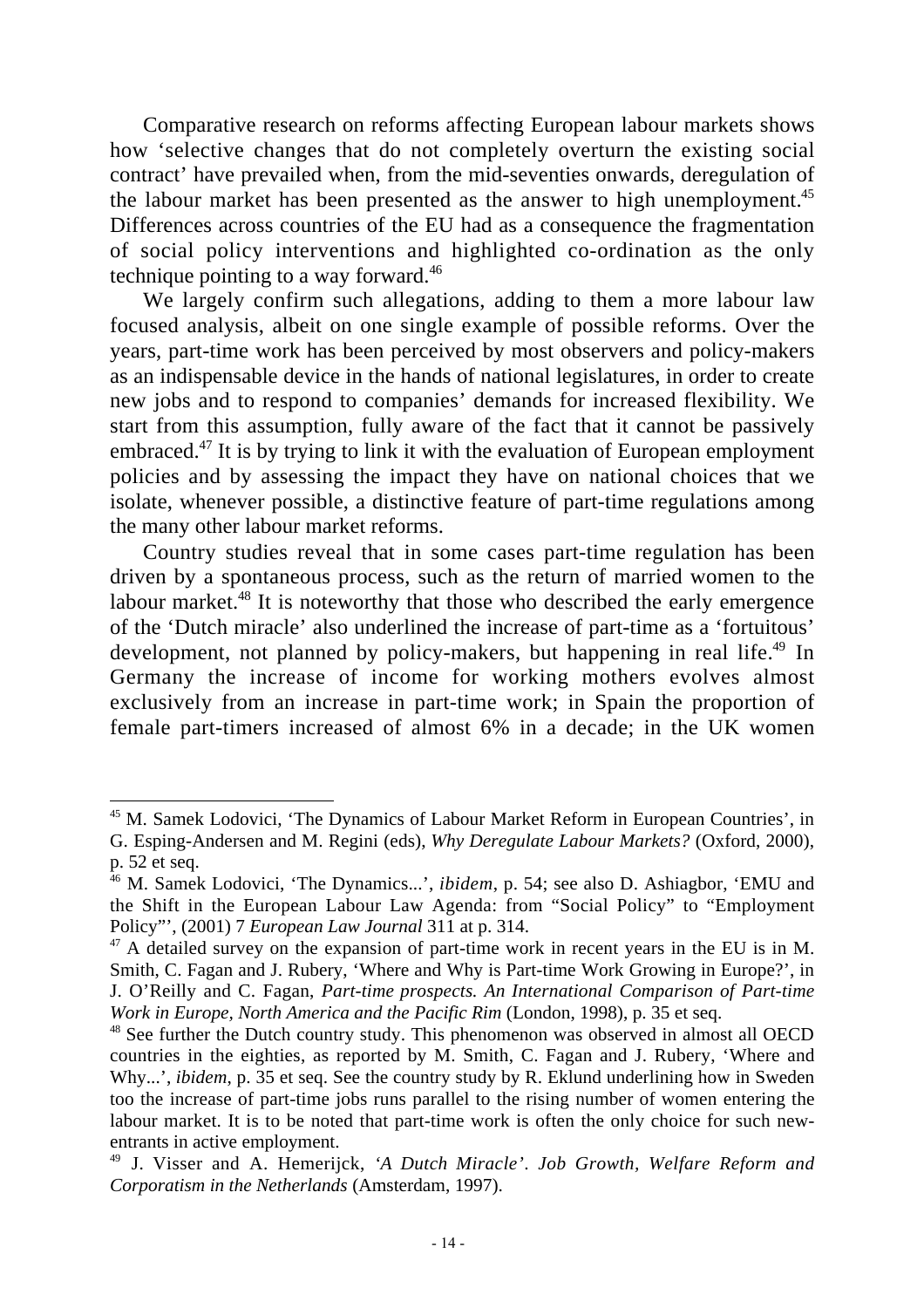Comparative research on reforms affecting European labour markets shows how 'selective changes that do not completely overturn the existing social contract' have prevailed when, from the mid-seventies onwards, deregulation of the labour market has been presented as the answer to high unemployment.[45] Differences across countries of the EU had as a consequence the fragmentation of social policy interventions and highlighted co-ordination as the only technique pointing to a way forward.[46]

We largely confirm such allegations, adding to them a more labour law focused analysis, albeit on one single example of possible reforms. Over the years, part-time work has been perceived by most observers and policy-makers as an indispensable device in the hands of national legislatures, in order to create new jobs and to respond to companies' demands for increased flexibility. We start from this assumption, fully aware of the fact that it cannot be passively embraced.[47] It is by trying to link it with the evaluation of European employment policies and by assessing the impact they have on national choices that we isolate, whenever possible, a distinctive feature of part-time regulations among the many other labour market reforms.

Country studies reveal that in some cases part-time regulation has been driven by a spontaneous process, such as the return of married women to the labour market.[48] It is noteworthy that those who described the early emergence of the 'Dutch miracle' also underlined the increase of part-time as a 'fortuitous' development, not planned by policy-makers, but happening in real life.[49] In Germany the increase of income for working mothers evolves almost exclusively from an increase in part-time work; in Spain the proportion of female part-timers increased of almost 6% in a decade; in the UK women

---

[45] M. Samek Lodovici, 'The Dynamics of Labour Market Reform in European Countries', in G. Esping-Andersen and M. Regini (eds), *Why Deregulate Labour Markets?* (Oxford, 2000), p. 52 et seq.

[46] M. Samek Lodovici, 'The Dynamics...', *ibidem*, p. 54; see also D. Ashiagbor, 'EMU and the Shift in the European Labour Law Agenda: from "Social Policy" to "Employment Policy"', (2001) 7 *European Law Journal* 311 at p. 314.

[47] A detailed survey on the expansion of part-time work in recent years in the EU is in M. Smith, C. Fagan and J. Rubery, 'Where and Why is Part-time Work Growing in Europe?', in J. O'Reilly and C. Fagan, *Part-time prospects. An International Comparison of Part-time Work in Europe, North America and the Pacific Rim* (London, 1998), p. 35 et seq.

[48] See further the Dutch country study. This phenomenon was observed in almost all OECD countries in the eighties, as reported by M. Smith, C. Fagan and J. Rubery, 'Where and Why...', *ibidem*, p. 35 et seq. See the country study by R. Eklund underlining how in Sweden too the increase of part-time jobs runs parallel to the rising number of women entering the labour market. It is to be noted that part-time work is often the only choice for such new-entrants in active employment.

[49] J. Visser and A. Hemerijck, *'A Dutch Miracle'. Job Growth, Welfare Reform and Corporatism in the Netherlands* (Amsterdam, 1997).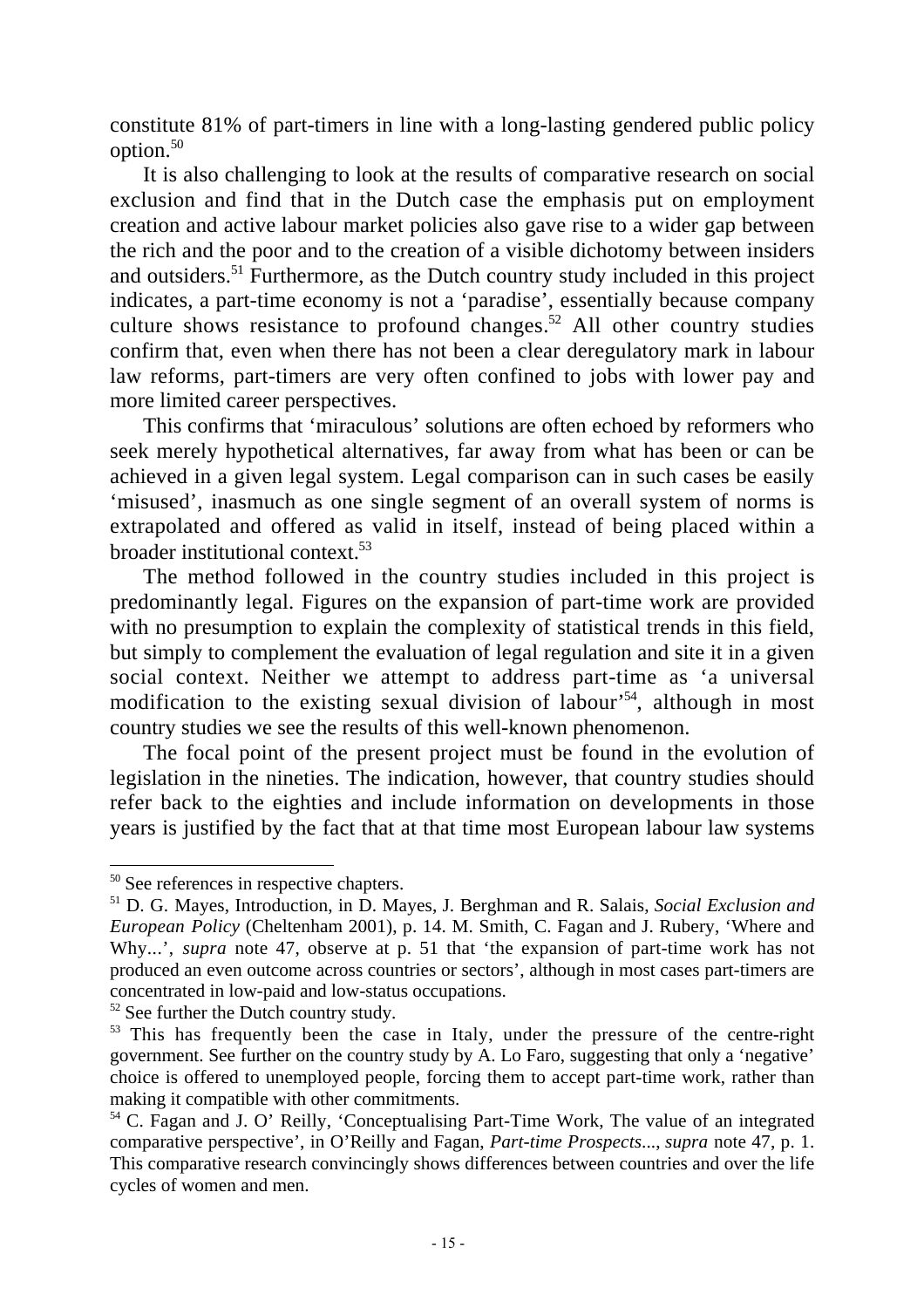constitute 81% of part-timers in line with a long-lasting gendered public policy option.[50]

It is also challenging to look at the results of comparative research on social exclusion and find that in the Dutch case the emphasis put on employment creation and active labour market policies also gave rise to a wider gap between the rich and the poor and to the creation of a visible dichotomy between insiders and outsiders.[51] Furthermore, as the Dutch country study included in this project indicates, a part-time economy is not a 'paradise', essentially because company culture shows resistance to profound changes.[52] All other country studies confirm that, even when there has not been a clear deregulatory mark in labour law reforms, part-timers are very often confined to jobs with lower pay and more limited career perspectives.

This confirms that 'miraculous' solutions are often echoed by reformers who seek merely hypothetical alternatives, far away from what has been or can be achieved in a given legal system. Legal comparison can in such cases be easily 'misused', inasmuch as one single segment of an overall system of norms is extrapolated and offered as valid in itself, instead of being placed within a broader institutional context.[53]

The method followed in the country studies included in this project is predominantly legal. Figures on the expansion of part-time work are provided with no presumption to explain the complexity of statistical trends in this field, but simply to complement the evaluation of legal regulation and site it in a given social context. Neither we attempt to address part-time as 'a universal modification to the existing sexual division of labour'[54], although in most country studies we see the results of this well-known phenomenon.

The focal point of the present project must be found in the evolution of legislation in the nineties. The indication, however, that country studies should refer back to the eighties and include information on developments in those years is justified by the fact that at that time most European labour law systems

---

[50] See references in respective chapters.

[51] D. G. Mayes, Introduction, in D. Mayes, J. Berghman and R. Salais, *Social Exclusion and European Policy* (Cheltenham 2001), p. 14. M. Smith, C. Fagan and J. Rubery, 'Where and Why...', *supra* note 47, observe at p. 51 that 'the expansion of part-time work has not produced an even outcome across countries or sectors', although in most cases part-timers are concentrated in low-paid and low-status occupations.

[52] See further the Dutch country study.

[53] This has frequently been the case in Italy, under the pressure of the centre-right government. See further on the country study by A. Lo Faro, suggesting that only a 'negative' choice is offered to unemployed people, forcing them to accept part-time work, rather than making it compatible with other commitments.

[54] C. Fagan and J. O' Reilly, 'Conceptualising Part-Time Work, The value of an integrated comparative perspective', in O'Reilly and Fagan, *Part-time Prospects...*, *supra* note 47, p. 1. This comparative research convincingly shows differences between countries and over the life cycles of women and men.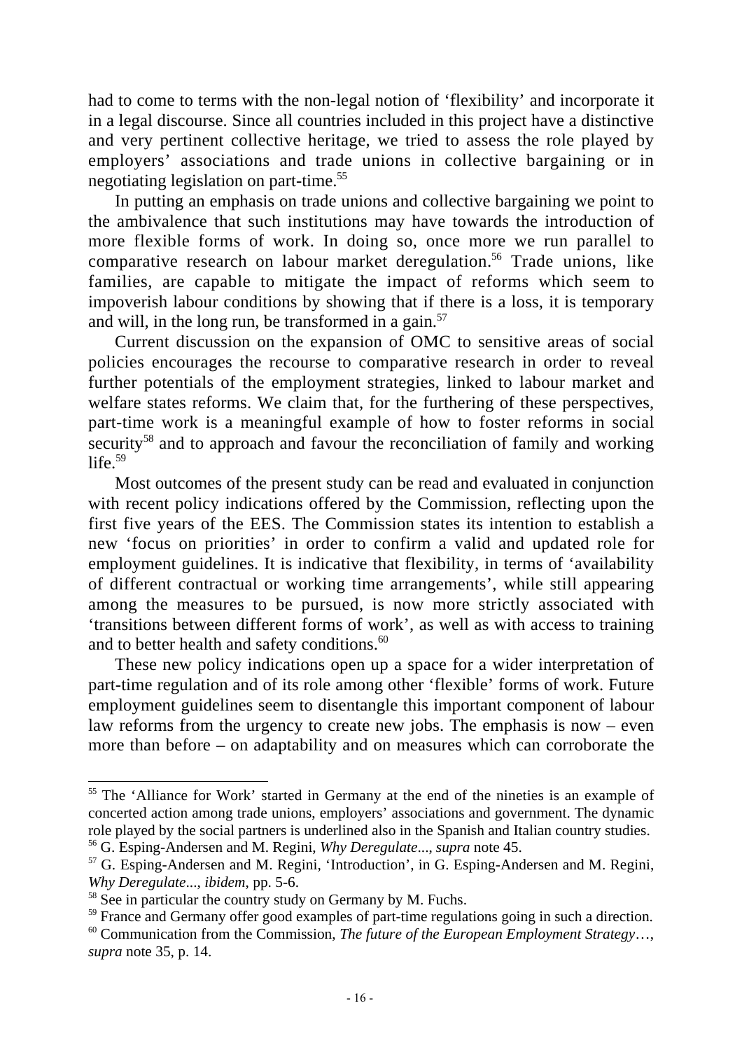had to come to terms with the non-legal notion of 'flexibility' and incorporate it in a legal discourse. Since all countries included in this project have a distinctive and very pertinent collective heritage, we tried to assess the role played by employers' associations and trade unions in collective bargaining or in negotiating legislation on part-time.[55]

In putting an emphasis on trade unions and collective bargaining we point to the ambivalence that such institutions may have towards the introduction of more flexible forms of work. In doing so, once more we run parallel to comparative research on labour market deregulation.[56] Trade unions, like families, are capable to mitigate the impact of reforms which seem to impoverish labour conditions by showing that if there is a loss, it is temporary and will, in the long run, be transformed in a gain.[57]

Current discussion on the expansion of OMC to sensitive areas of social policies encourages the recourse to comparative research in order to reveal further potentials of the employment strategies, linked to labour market and welfare states reforms. We claim that, for the furthering of these perspectives, part-time work is a meaningful example of how to foster reforms in social security[58] and to approach and favour the reconciliation of family and working life.[59]

Most outcomes of the present study can be read and evaluated in conjunction with recent policy indications offered by the Commission, reflecting upon the first five years of the EES. The Commission states its intention to establish a new 'focus on priorities' in order to confirm a valid and updated role for employment guidelines. It is indicative that flexibility, in terms of 'availability of different contractual or working time arrangements', while still appearing among the measures to be pursued, is now more strictly associated with 'transitions between different forms of work', as well as with access to training and to better health and safety conditions.[60]

These new policy indications open up a space for a wider interpretation of part-time regulation and of its role among other 'flexible' forms of work. Future employment guidelines seem to disentangle this important component of labour law reforms from the urgency to create new jobs. The emphasis is now – even more than before – on adaptability and on measures which can corroborate the

---

[55] The 'Alliance for Work' started in Germany at the end of the nineties is an example of concerted action among trade unions, employers' associations and government. The dynamic role played by the social partners is underlined also in the Spanish and Italian country studies.

[56] G. Esping-Andersen and M. Regini, *Why Deregulate*..., *supra* note 45.

[57] G. Esping-Andersen and M. Regini, 'Introduction', in G. Esping-Andersen and M. Regini, *Why Deregulate*..., *ibidem*, pp. 5-6.

[58] See in particular the country study on Germany by M. Fuchs.

[59] France and Germany offer good examples of part-time regulations going in such a direction.

[60] Communication from the Commission, *The future of the European Employment Strategy*…, *supra* note 35, p. 14.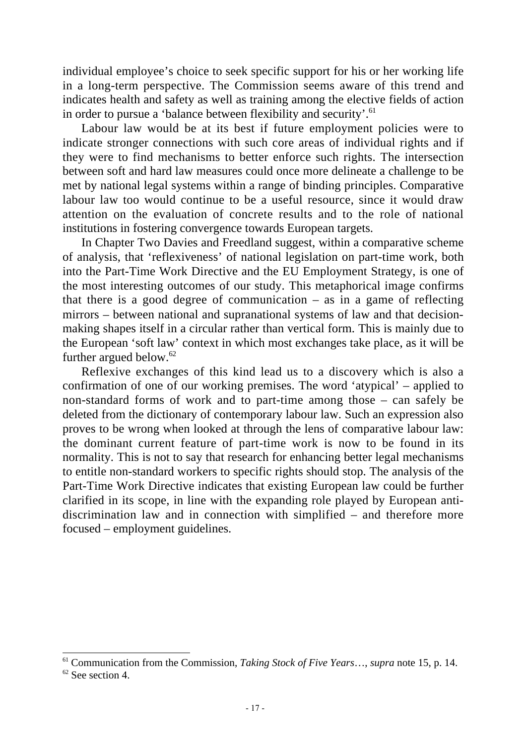individual employee's choice to seek specific support for his or her working life in a long-term perspective. The Commission seems aware of this trend and indicates health and safety as well as training among the elective fields of action in order to pursue a 'balance between flexibility and security'.[61]

Labour law would be at its best if future employment policies were to indicate stronger connections with such core areas of individual rights and if they were to find mechanisms to better enforce such rights. The intersection between soft and hard law measures could once more delineate a challenge to be met by national legal systems within a range of binding principles. Comparative labour law too would continue to be a useful resource, since it would draw attention on the evaluation of concrete results and to the role of national institutions in fostering convergence towards European targets.

In Chapter Two Davies and Freedland suggest, within a comparative scheme of analysis, that 'reflexiveness' of national legislation on part-time work, both into the Part-Time Work Directive and the EU Employment Strategy, is one of the most interesting outcomes of our study. This metaphorical image confirms that there is a good degree of communication – as in a game of reflecting mirrors – between national and supranational systems of law and that decision-making shapes itself in a circular rather than vertical form. This is mainly due to the European 'soft law' context in which most exchanges take place, as it will be further argued below.[62]

Reflexive exchanges of this kind lead us to a discovery which is also a confirmation of one of our working premises. The word 'atypical' – applied to non-standard forms of work and to part-time among those – can safely be deleted from the dictionary of contemporary labour law. Such an expression also proves to be wrong when looked at through the lens of comparative labour law: the dominant current feature of part-time work is now to be found in its normality. This is not to say that research for enhancing better legal mechanisms to entitle non-standard workers to specific rights should stop. The analysis of the Part-Time Work Directive indicates that existing European law could be further clarified in its scope, in line with the expanding role played by European anti-discrimination law and in connection with simplified – and therefore more focused – employment guidelines.

[61] Communication from the Commission, *Taking Stock of Five Years…*, *supra* note 15, p. 14.

[62] See section 4.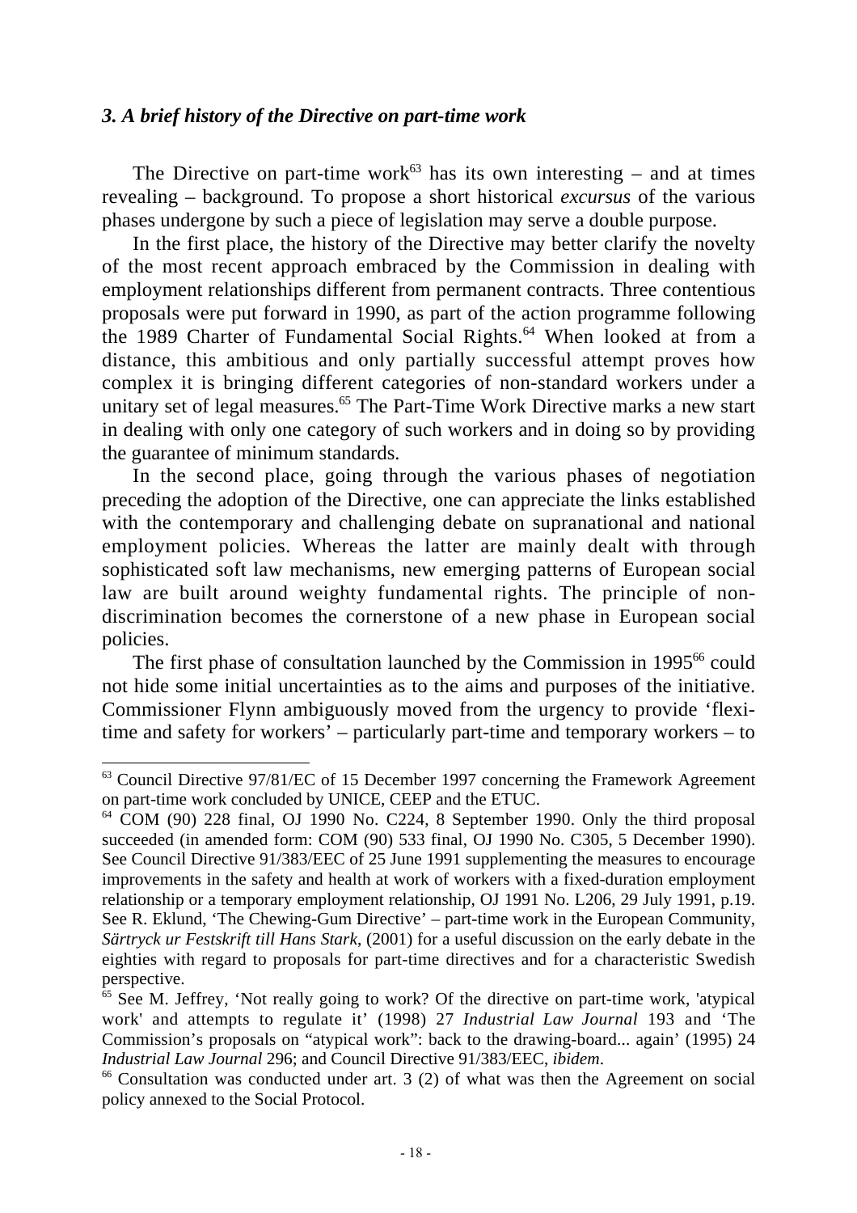### *3. A brief history of the Directive on part-time work*

The Directive on part-time work[63] has its own interesting – and at times revealing – background. To propose a short historical *excursus* of the various phases undergone by such a piece of legislation may serve a double purpose.

In the first place, the history of the Directive may better clarify the novelty of the most recent approach embraced by the Commission in dealing with employment relationships different from permanent contracts. Three contentious proposals were put forward in 1990, as part of the action programme following the 1989 Charter of Fundamental Social Rights.[64] When looked at from a distance, this ambitious and only partially successful attempt proves how complex it is bringing different categories of non-standard workers under a unitary set of legal measures.[65] The Part-Time Work Directive marks a new start in dealing with only one category of such workers and in doing so by providing the guarantee of minimum standards.

In the second place, going through the various phases of negotiation preceding the adoption of the Directive, one can appreciate the links established with the contemporary and challenging debate on supranational and national employment policies. Whereas the latter are mainly dealt with through sophisticated soft law mechanisms, new emerging patterns of European social law are built around weighty fundamental rights. The principle of non-discrimination becomes the cornerstone of a new phase in European social policies.

The first phase of consultation launched by the Commission in 1995[66] could not hide some initial uncertainties as to the aims and purposes of the initiative. Commissioner Flynn ambiguously moved from the urgency to provide 'flexi-time and safety for workers' – particularly part-time and temporary workers – to

---

[63] Council Directive 97/81/EC of 15 December 1997 concerning the Framework Agreement on part-time work concluded by UNICE, CEEP and the ETUC.

[64] COM (90) 228 final, OJ 1990 No. C224, 8 September 1990. Only the third proposal succeeded (in amended form: COM (90) 533 final, OJ 1990 No. C305, 5 December 1990). See Council Directive 91/383/EEC of 25 June 1991 supplementing the measures to encourage improvements in the safety and health at work of workers with a fixed-duration employment relationship or a temporary employment relationship, OJ 1991 No. L206, 29 July 1991, p.19. See R. Eklund, 'The Chewing-Gum Directive' – part-time work in the European Community, *Särtryck ur Festskrift till Hans Stark*, (2001) for a useful discussion on the early debate in the eighties with regard to proposals for part-time directives and for a characteristic Swedish perspective.

[65] See M. Jeffrey, 'Not really going to work? Of the directive on part-time work, 'atypical work' and attempts to regulate it' (1998) 27 *Industrial Law Journal* 193 and 'The Commission's proposals on "atypical work": back to the drawing-board... again' (1995) 24 *Industrial Law Journal* 296; and Council Directive 91/383/EEC, *ibidem*.

[66] Consultation was conducted under art. 3 (2) of what was then the Agreement on social policy annexed to the Social Protocol.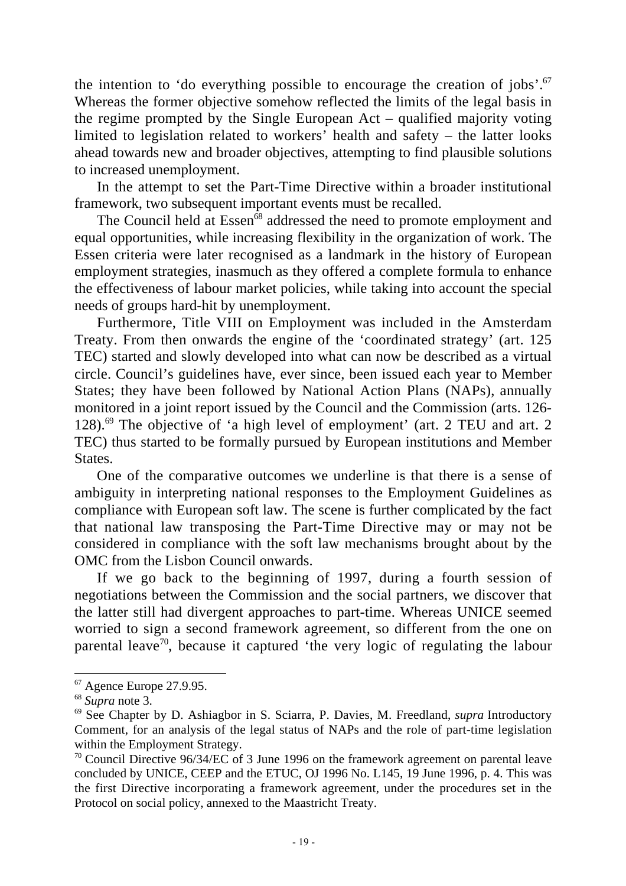the intention to 'do everything possible to encourage the creation of jobs'.[67] Whereas the former objective somehow reflected the limits of the legal basis in the regime prompted by the Single European Act – qualified majority voting limited to legislation related to workers' health and safety – the latter looks ahead towards new and broader objectives, attempting to find plausible solutions to increased unemployment.

In the attempt to set the Part-Time Directive within a broader institutional framework, two subsequent important events must be recalled.

The Council held at Essen[68] addressed the need to promote employment and equal opportunities, while increasing flexibility in the organization of work. The Essen criteria were later recognised as a landmark in the history of European employment strategies, inasmuch as they offered a complete formula to enhance the effectiveness of labour market policies, while taking into account the special needs of groups hard-hit by unemployment.

Furthermore, Title VIII on Employment was included in the Amsterdam Treaty. From then onwards the engine of the 'coordinated strategy' (art. 125 TEC) started and slowly developed into what can now be described as a virtual circle. Council's guidelines have, ever since, been issued each year to Member States; they have been followed by National Action Plans (NAPs), annually monitored in a joint report issued by the Council and the Commission (arts. 126-128).[69] The objective of 'a high level of employment' (art. 2 TEU and art. 2 TEC) thus started to be formally pursued by European institutions and Member States.

One of the comparative outcomes we underline is that there is a sense of ambiguity in interpreting national responses to the Employment Guidelines as compliance with European soft law. The scene is further complicated by the fact that national law transposing the Part-Time Directive may or may not be considered in compliance with the soft law mechanisms brought about by the OMC from the Lisbon Council onwards.

If we go back to the beginning of 1997, during a fourth session of negotiations between the Commission and the social partners, we discover that the latter still had divergent approaches to part-time. Whereas UNICE seemed worried to sign a second framework agreement, so different from the one on parental leave[70], because it captured 'the very logic of regulating the labour

---

[67] Agence Europe 27.9.95.

[68] *Supra* note 3.

[69] See Chapter by D. Ashiagbor in S. Sciarra, P. Davies, M. Freedland, *supra* Introductory Comment, for an analysis of the legal status of NAPs and the role of part-time legislation within the Employment Strategy.

[70] Council Directive 96/34/EC of 3 June 1996 on the framework agreement on parental leave concluded by UNICE, CEEP and the ETUC, OJ 1996 No. L145, 19 June 1996, p. 4. This was the first Directive incorporating a framework agreement, under the procedures set in the Protocol on social policy, annexed to the Maastricht Treaty.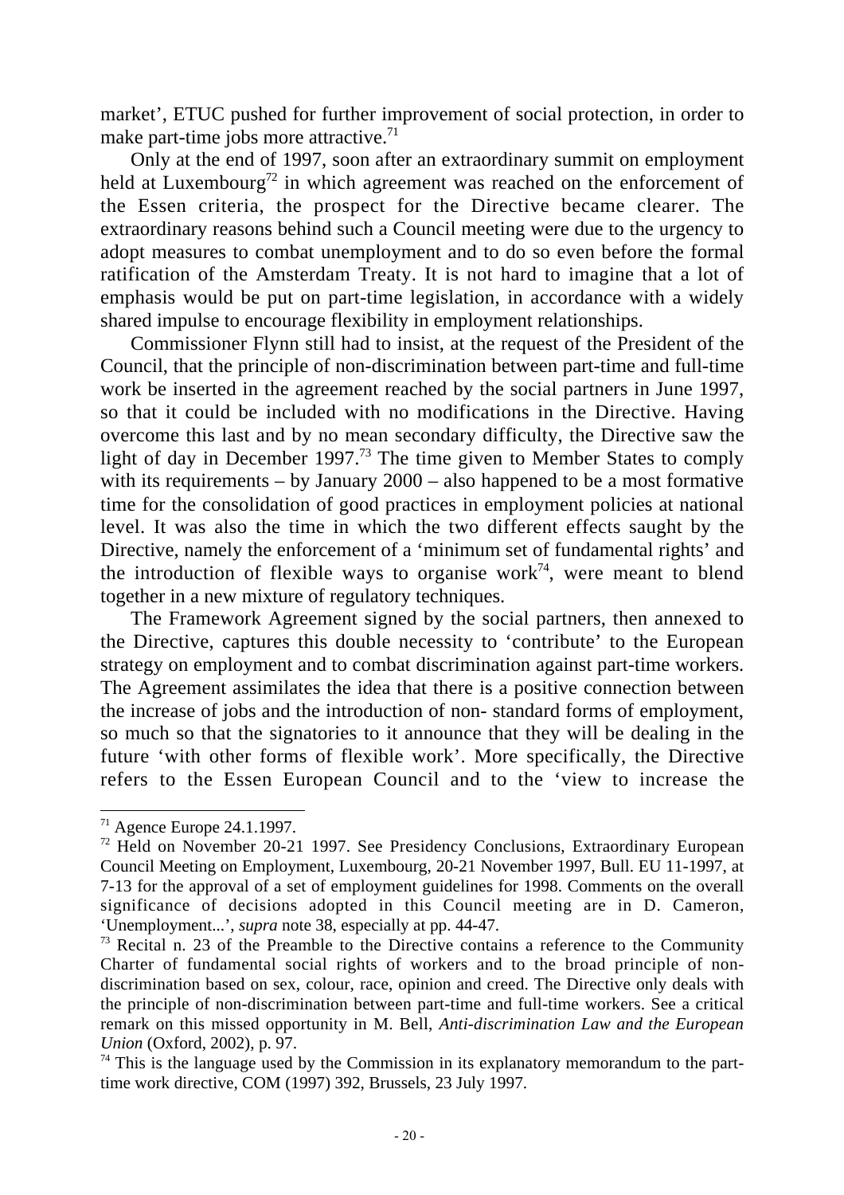market', ETUC pushed for further improvement of social protection, in order to make part-time jobs more attractive.[71]

Only at the end of 1997, soon after an extraordinary summit on employment held at Luxembourg[72] in which agreement was reached on the enforcement of the Essen criteria, the prospect for the Directive became clearer. The extraordinary reasons behind such a Council meeting were due to the urgency to adopt measures to combat unemployment and to do so even before the formal ratification of the Amsterdam Treaty. It is not hard to imagine that a lot of emphasis would be put on part-time legislation, in accordance with a widely shared impulse to encourage flexibility in employment relationships.

Commissioner Flynn still had to insist, at the request of the President of the Council, that the principle of non-discrimination between part-time and full-time work be inserted in the agreement reached by the social partners in June 1997, so that it could be included with no modifications in the Directive. Having overcome this last and by no mean secondary difficulty, the Directive saw the light of day in December 1997.[73] The time given to Member States to comply with its requirements – by January 2000 – also happened to be a most formative time for the consolidation of good practices in employment policies at national level. It was also the time in which the two different effects saught by the Directive, namely the enforcement of a 'minimum set of fundamental rights' and the introduction of flexible ways to organise work[74], were meant to blend together in a new mixture of regulatory techniques.

The Framework Agreement signed by the social partners, then annexed to the Directive, captures this double necessity to 'contribute' to the European strategy on employment and to combat discrimination against part-time workers. The Agreement assimilates the idea that there is a positive connection between the increase of jobs and the introduction of non- standard forms of employment, so much so that the signatories to it announce that they will be dealing in the future 'with other forms of flexible work'. More specifically, the Directive refers to the Essen European Council and to the 'view to increase the

---

[71] Agence Europe 24.1.1997.

[72] Held on November 20-21 1997. See Presidency Conclusions, Extraordinary European Council Meeting on Employment, Luxembourg, 20-21 November 1997, Bull. EU 11-1997, at 7-13 for the approval of a set of employment guidelines for 1998. Comments on the overall significance of decisions adopted in this Council meeting are in D. Cameron, 'Unemployment...', *supra* note 38, especially at pp. 44-47.

[73] Recital n. 23 of the Preamble to the Directive contains a reference to the Community Charter of fundamental social rights of workers and to the broad principle of non-discrimination based on sex, colour, race, opinion and creed. The Directive only deals with the principle of non-discrimination between part-time and full-time workers. See a critical remark on this missed opportunity in M. Bell, *Anti-discrimination Law and the European Union* (Oxford, 2002), p. 97.

[74] This is the language used by the Commission in its explanatory memorandum to the part-time work directive, COM (1997) 392, Brussels, 23 July 1997.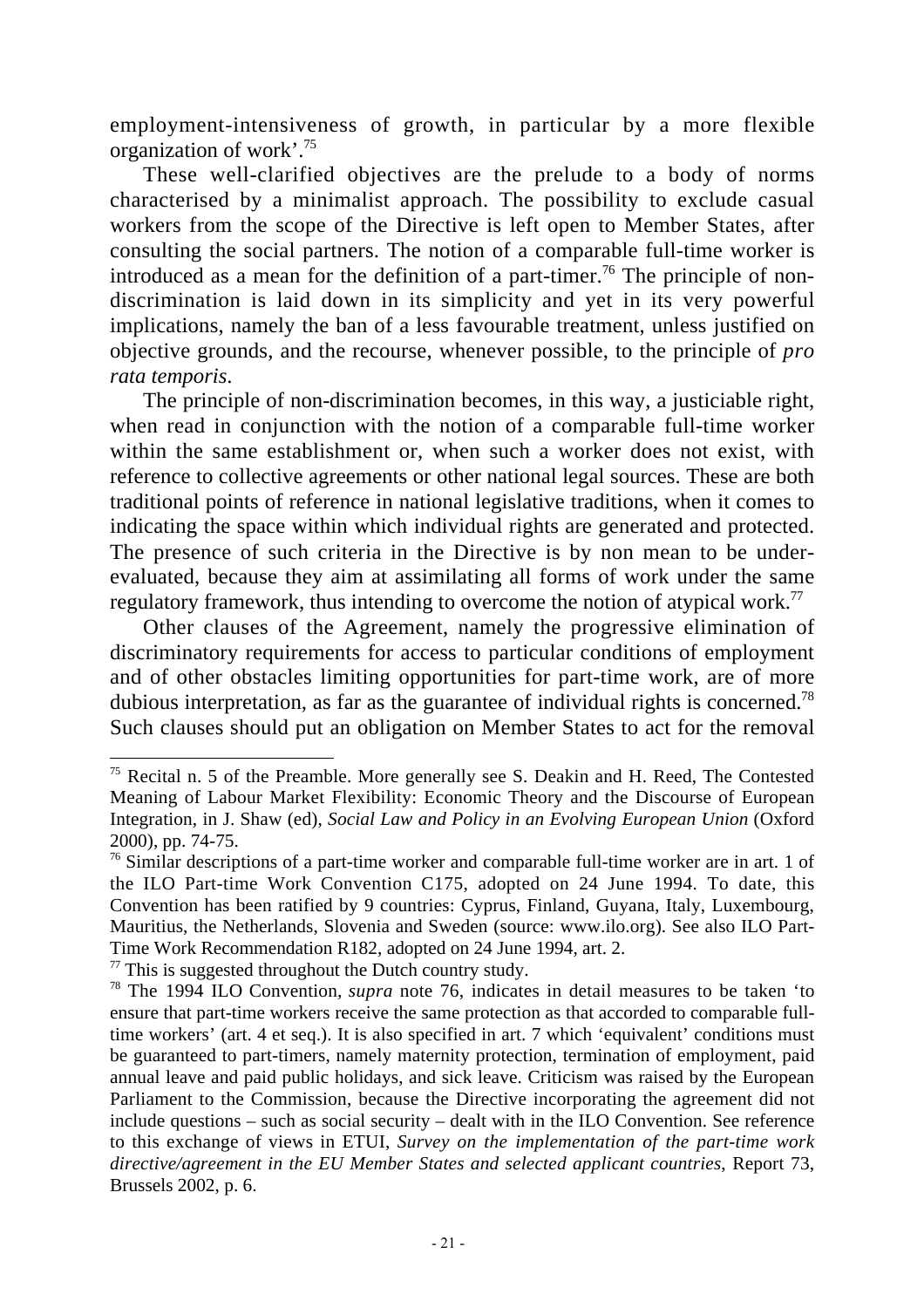employment-intensiveness of growth, in particular by a more flexible organization of work'.[75]

These well-clarified objectives are the prelude to a body of norms characterised by a minimalist approach. The possibility to exclude casual workers from the scope of the Directive is left open to Member States, after consulting the social partners. The notion of a comparable full-time worker is introduced as a mean for the definition of a part-timer.[76] The principle of non-discrimination is laid down in its simplicity and yet in its very powerful implications, namely the ban of a less favourable treatment, unless justified on objective grounds, and the recourse, whenever possible, to the principle of *pro rata temporis*.

The principle of non-discrimination becomes, in this way, a justiciable right, when read in conjunction with the notion of a comparable full-time worker within the same establishment or, when such a worker does not exist, with reference to collective agreements or other national legal sources. These are both traditional points of reference in national legislative traditions, when it comes to indicating the space within which individual rights are generated and protected. The presence of such criteria in the Directive is by non mean to be under-evaluated, because they aim at assimilating all forms of work under the same regulatory framework, thus intending to overcome the notion of atypical work.[77]

Other clauses of the Agreement, namely the progressive elimination of discriminatory requirements for access to particular conditions of employment and of other obstacles limiting opportunities for part-time work, are of more dubious interpretation, as far as the guarantee of individual rights is concerned.[78] Such clauses should put an obligation on Member States to act for the removal

---

[75] Recital n. 5 of the Preamble. More generally see S. Deakin and H. Reed, The Contested Meaning of Labour Market Flexibility: Economic Theory and the Discourse of European Integration, in J. Shaw (ed), *Social Law and Policy in an Evolving European Union* (Oxford 2000), pp. 74-75.

[76] Similar descriptions of a part-time worker and comparable full-time worker are in art. 1 of the ILO Part-time Work Convention C175, adopted on 24 June 1994. To date, this Convention has been ratified by 9 countries: Cyprus, Finland, Guyana, Italy, Luxembourg, Mauritius, the Netherlands, Slovenia and Sweden (source: www.ilo.org). See also ILO Part-Time Work Recommendation R182, adopted on 24 June 1994, art. 2.

[77] This is suggested throughout the Dutch country study.

[78] The 1994 ILO Convention, *supra* note 76, indicates in detail measures to be taken 'to ensure that part-time workers receive the same protection as that accorded to comparable full-time workers' (art. 4 et seq.). It is also specified in art. 7 which 'equivalent' conditions must be guaranteed to part-timers, namely maternity protection, termination of employment, paid annual leave and paid public holidays, and sick leave. Criticism was raised by the European Parliament to the Commission, because the Directive incorporating the agreement did not include questions – such as social security – dealt with in the ILO Convention. See reference to this exchange of views in ETUI, *Survey on the implementation of the part-time work directive/agreement in the EU Member States and selected applicant countries*, Report 73, Brussels 2002, p. 6.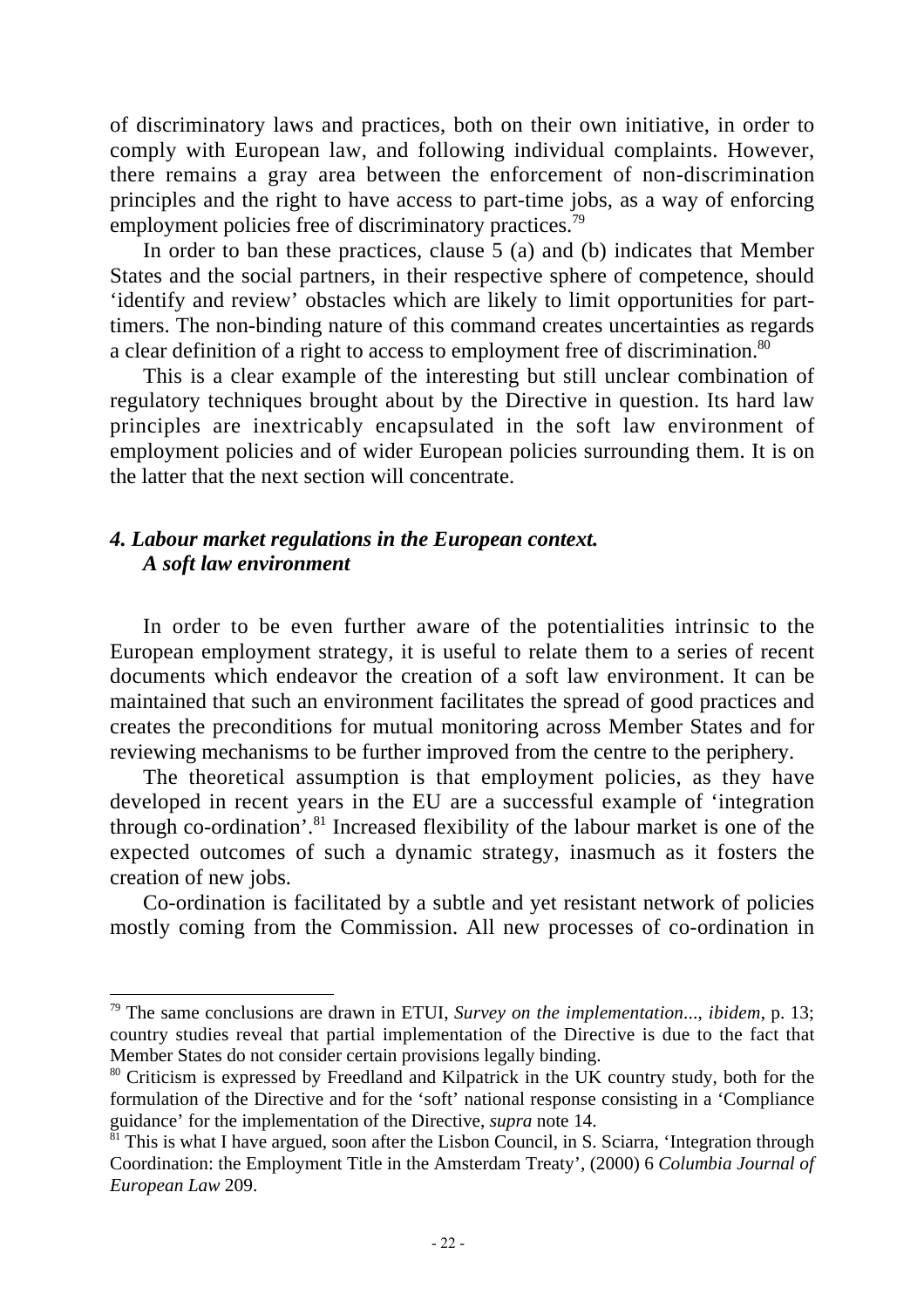of discriminatory laws and practices, both on their own initiative, in order to comply with European law, and following individual complaints. However, there remains a gray area between the enforcement of non-discrimination principles and the right to have access to part-time jobs, as a way of enforcing employment policies free of discriminatory practices.[79]

In order to ban these practices, clause 5 (a) and (b) indicates that Member States and the social partners, in their respective sphere of competence, should 'identify and review' obstacles which are likely to limit opportunities for part-timers. The non-binding nature of this command creates uncertainties as regards a clear definition of a right to access to employment free of discrimination.[80]

This is a clear example of the interesting but still unclear combination of regulatory techniques brought about by the Directive in question. Its hard law principles are inextricably encapsulated in the soft law environment of employment policies and of wider European policies surrounding them. It is on the latter that the next section will concentrate.

### *4. Labour market regulations in the European context. A soft law environment*

In order to be even further aware of the potentialities intrinsic to the European employment strategy, it is useful to relate them to a series of recent documents which endeavor the creation of a soft law environment. It can be maintained that such an environment facilitates the spread of good practices and creates the preconditions for mutual monitoring across Member States and for reviewing mechanisms to be further improved from the centre to the periphery.

The theoretical assumption is that employment policies, as they have developed in recent years in the EU are a successful example of 'integration through co-ordination'.[81] Increased flexibility of the labour market is one of the expected outcomes of such a dynamic strategy, inasmuch as it fosters the creation of new jobs.

Co-ordination is facilitated by a subtle and yet resistant network of policies mostly coming from the Commission. All new processes of co-ordination in

---

[79] The same conclusions are drawn in ETUI, *Survey on the implementation...*, *ibidem*, p. 13; country studies reveal that partial implementation of the Directive is due to the fact that Member States do not consider certain provisions legally binding.

[80] Criticism is expressed by Freedland and Kilpatrick in the UK country study, both for the formulation of the Directive and for the 'soft' national response consisting in a 'Compliance guidance' for the implementation of the Directive, *supra* note 14.

[81] This is what I have argued, soon after the Lisbon Council, in S. Sciarra, 'Integration through Coordination: the Employment Title in the Amsterdam Treaty', (2000) 6 *Columbia Journal of European Law* 209.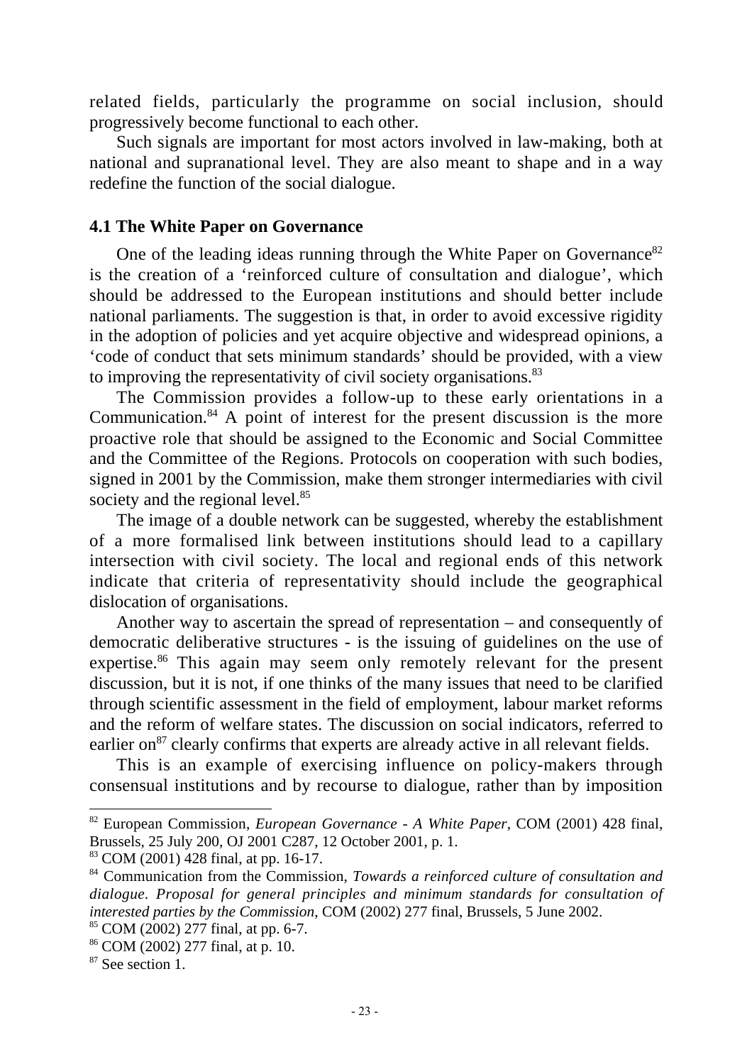related fields, particularly the programme on social inclusion, should progressively become functional to each other.

Such signals are important for most actors involved in law-making, both at national and supranational level. They are also meant to shape and in a way redefine the function of the social dialogue.

### 4.1 The White Paper on Governance

One of the leading ideas running through the White Paper on Governance[82] is the creation of a 'reinforced culture of consultation and dialogue', which should be addressed to the European institutions and should better include national parliaments. The suggestion is that, in order to avoid excessive rigidity in the adoption of policies and yet acquire objective and widespread opinions, a 'code of conduct that sets minimum standards' should be provided, with a view to improving the representativity of civil society organisations.[83]

The Commission provides a follow-up to these early orientations in a Communication.[84] A point of interest for the present discussion is the more proactive role that should be assigned to the Economic and Social Committee and the Committee of the Regions. Protocols on cooperation with such bodies, signed in 2001 by the Commission, make them stronger intermediaries with civil society and the regional level.[85]

The image of a double network can be suggested, whereby the establishment of a more formalised link between institutions should lead to a capillary intersection with civil society. The local and regional ends of this network indicate that criteria of representativity should include the geographical dislocation of organisations.

Another way to ascertain the spread of representation – and consequently of democratic deliberative structures - is the issuing of guidelines on the use of expertise.[86] This again may seem only remotely relevant for the present discussion, but it is not, if one thinks of the many issues that need to be clarified through scientific assessment in the field of employment, labour market reforms and the reform of welfare states. The discussion on social indicators, referred to earlier on[87] clearly confirms that experts are already active in all relevant fields.

This is an example of exercising influence on policy-makers through consensual institutions and by recourse to dialogue, rather than by imposition

---

[82] European Commission, *European Governance - A White Paper*, COM (2001) 428 final, Brussels, 25 July 200, OJ 2001 C287, 12 October 2001, p. 1.

[83] COM (2001) 428 final, at pp. 16-17.

[84] Communication from the Commission, *Towards a reinforced culture of consultation and dialogue. Proposal for general principles and minimum standards for consultation of interested parties by the Commission*, COM (2002) 277 final, Brussels, 5 June 2002.

[85] COM (2002) 277 final, at pp. 6-7.

[86] COM (2002) 277 final, at p. 10.

[87] See section 1.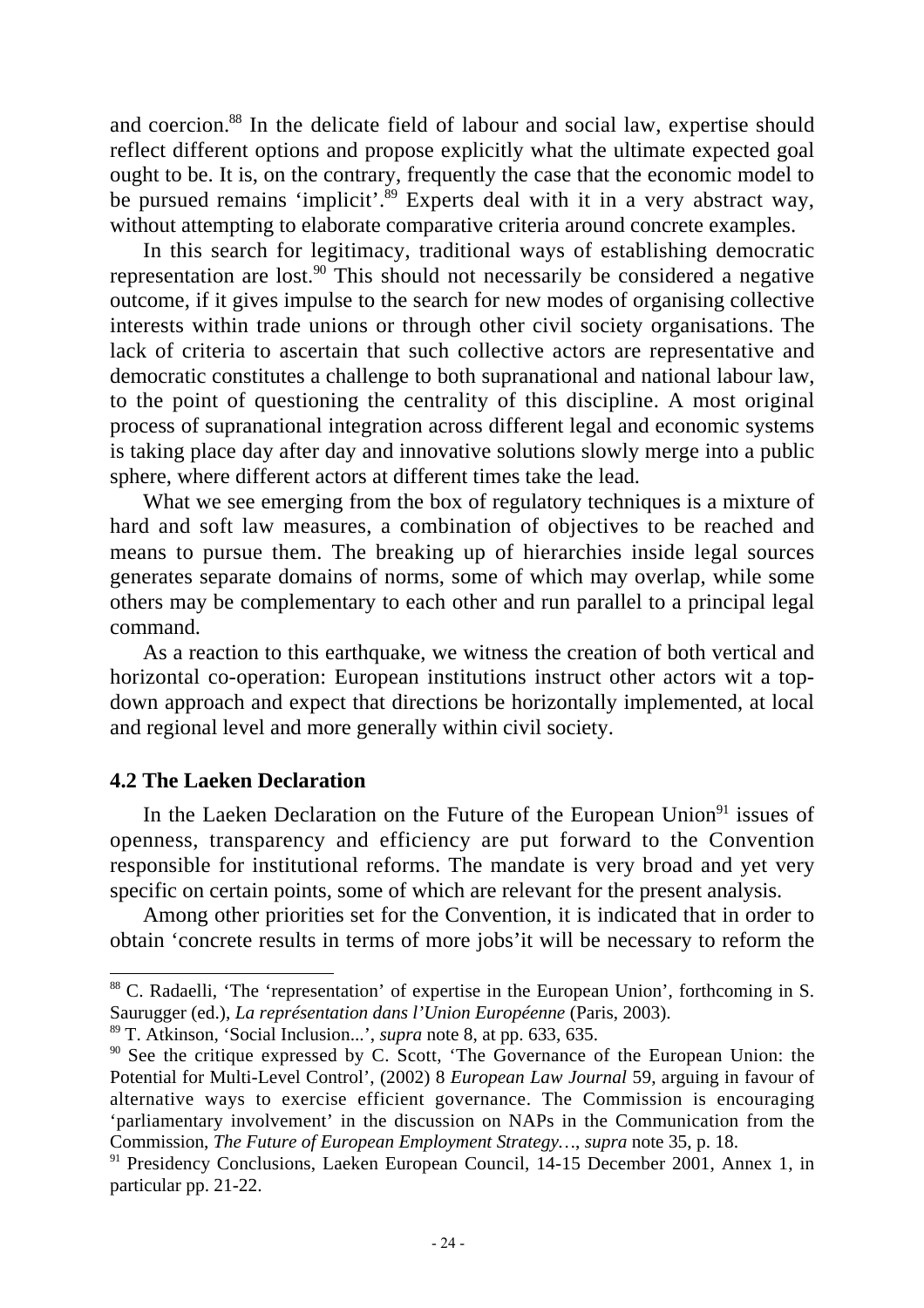and coercion.[88] In the delicate field of labour and social law, expertise should reflect different options and propose explicitly what the ultimate expected goal ought to be. It is, on the contrary, frequently the case that the economic model to be pursued remains 'implicit'.[89] Experts deal with it in a very abstract way, without attempting to elaborate comparative criteria around concrete examples.

In this search for legitimacy, traditional ways of establishing democratic representation are lost.[90] This should not necessarily be considered a negative outcome, if it gives impulse to the search for new modes of organising collective interests within trade unions or through other civil society organisations. The lack of criteria to ascertain that such collective actors are representative and democratic constitutes a challenge to both supranational and national labour law, to the point of questioning the centrality of this discipline. A most original process of supranational integration across different legal and economic systems is taking place day after day and innovative solutions slowly merge into a public sphere, where different actors at different times take the lead.

What we see emerging from the box of regulatory techniques is a mixture of hard and soft law measures, a combination of objectives to be reached and means to pursue them. The breaking up of hierarchies inside legal sources generates separate domains of norms, some of which may overlap, while some others may be complementary to each other and run parallel to a principal legal command.

As a reaction to this earthquake, we witness the creation of both vertical and horizontal co-operation: European institutions instruct other actors wit a top-down approach and expect that directions be horizontally implemented, at local and regional level and more generally within civil society.

### 4.2 The Laeken Declaration

In the Laeken Declaration on the Future of the European Union[91] issues of openness, transparency and efficiency are put forward to the Convention responsible for institutional reforms. The mandate is very broad and yet very specific on certain points, some of which are relevant for the present analysis.

Among other priorities set for the Convention, it is indicated that in order to obtain 'concrete results in terms of more jobs'it will be necessary to reform the

---

[88] C. Radaelli, 'The 'representation' of expertise in the European Union', forthcoming in S. Saurugger (ed.), *La représentation dans l'Union Européenne* (Paris, 2003).

[89] T. Atkinson, 'Social Inclusion...', *supra* note 8, at pp. 633, 635.

[90] See the critique expressed by C. Scott, 'The Governance of the European Union: the Potential for Multi-Level Control', (2002) 8 *European Law Journal* 59, arguing in favour of alternative ways to exercise efficient governance. The Commission is encouraging 'parliamentary involvement' in the discussion on NAPs in the Communication from the Commission, *The Future of European Employment Strategy…*, *supra* note 35, p. 18.

[91] Presidency Conclusions, Laeken European Council, 14-15 December 2001, Annex 1, in particular pp. 21-22.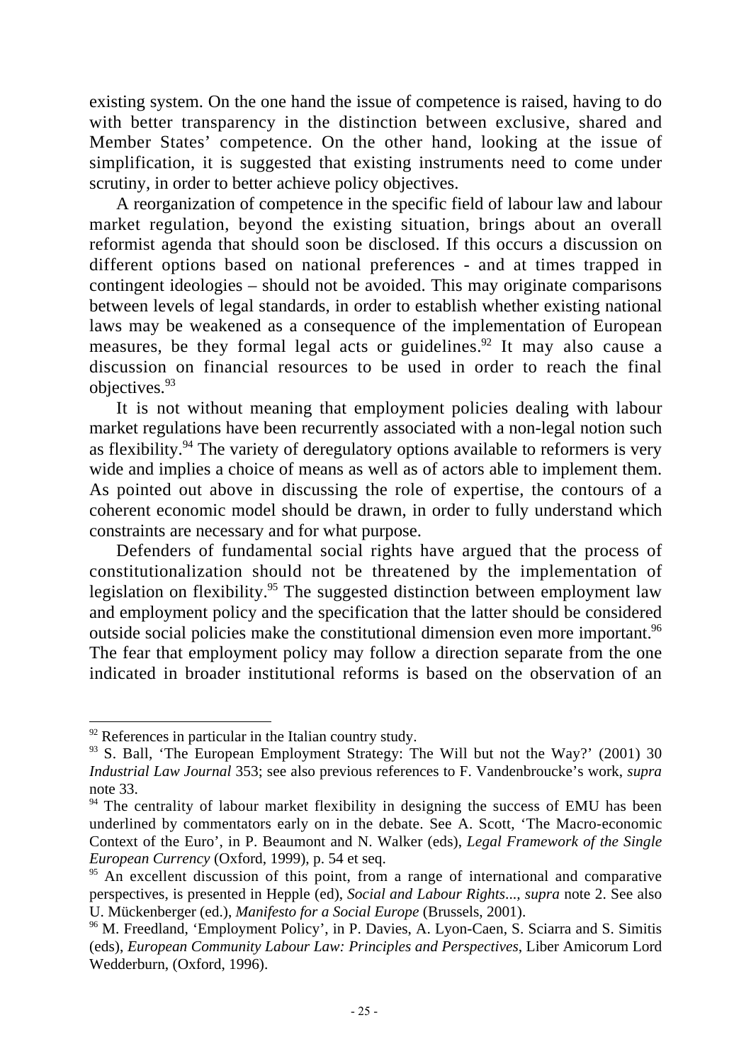existing system. On the one hand the issue of competence is raised, having to do with better transparency in the distinction between exclusive, shared and Member States' competence. On the other hand, looking at the issue of simplification, it is suggested that existing instruments need to come under scrutiny, in order to better achieve policy objectives.

A reorganization of competence in the specific field of labour law and labour market regulation, beyond the existing situation, brings about an overall reformist agenda that should soon be disclosed. If this occurs a discussion on different options based on national preferences - and at times trapped in contingent ideologies – should not be avoided. This may originate comparisons between levels of legal standards, in order to establish whether existing national laws may be weakened as a consequence of the implementation of European measures, be they formal legal acts or guidelines.[92] It may also cause a discussion on financial resources to be used in order to reach the final objectives.[93]

It is not without meaning that employment policies dealing with labour market regulations have been recurrently associated with a non-legal notion such as flexibility.[94] The variety of deregulatory options available to reformers is very wide and implies a choice of means as well as of actors able to implement them. As pointed out above in discussing the role of expertise, the contours of a coherent economic model should be drawn, in order to fully understand which constraints are necessary and for what purpose.

Defenders of fundamental social rights have argued that the process of constitutionalization should not be threatened by the implementation of legislation on flexibility.[95] The suggested distinction between employment law and employment policy and the specification that the latter should be considered outside social policies make the constitutional dimension even more important.[96] The fear that employment policy may follow a direction separate from the one indicated in broader institutional reforms is based on the observation of an

---

[92] References in particular in the Italian country study.

[93] S. Ball, 'The European Employment Strategy: The Will but not the Way?' (2001) 30 *Industrial Law Journal* 353; see also previous references to F. Vandenbroucke's work, *supra* note 33.

[94] The centrality of labour market flexibility in designing the success of EMU has been underlined by commentators early on in the debate. See A. Scott, 'The Macro-economic Context of the Euro', in P. Beaumont and N. Walker (eds), *Legal Framework of the Single European Currency* (Oxford, 1999), p. 54 et seq.

[95] An excellent discussion of this point, from a range of international and comparative perspectives, is presented in Hepple (ed), *Social and Labour Rights..., supra* note 2. See also U. Mückenberger (ed.), *Manifesto for a Social Europe* (Brussels, 2001).

[96] M. Freedland, 'Employment Policy', in P. Davies, A. Lyon-Caen, S. Sciarra and S. Simitis (eds), *European Community Labour Law: Principles and Perspectives*, Liber Amicorum Lord Wedderburn, (Oxford, 1996).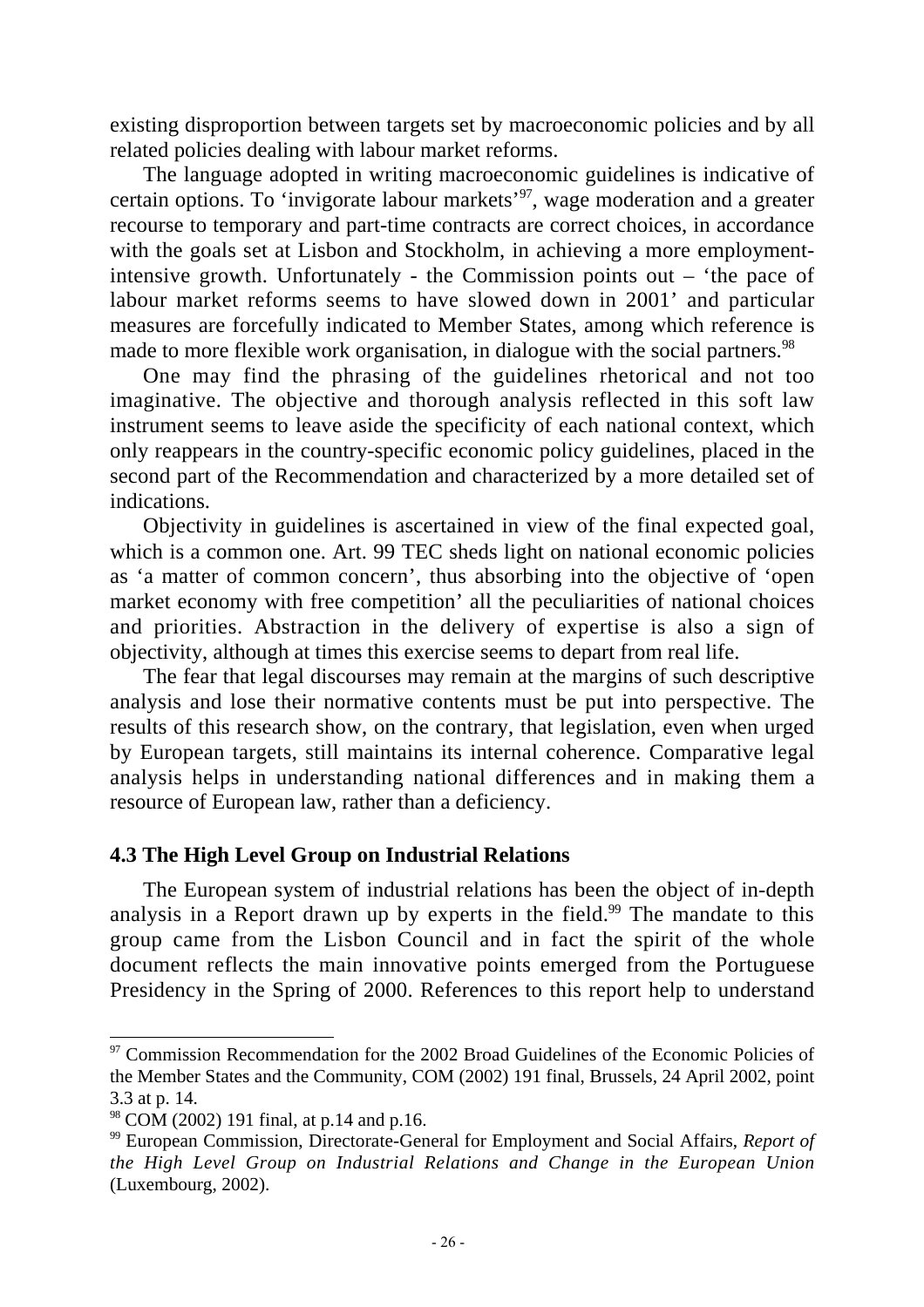existing disproportion between targets set by macroeconomic policies and by all related policies dealing with labour market reforms.

The language adopted in writing macroeconomic guidelines is indicative of certain options. To 'invigorate labour markets'[97], wage moderation and a greater recourse to temporary and part-time contracts are correct choices, in accordance with the goals set at Lisbon and Stockholm, in achieving a more employment-intensive growth. Unfortunately - the Commission points out – 'the pace of labour market reforms seems to have slowed down in 2001' and particular measures are forcefully indicated to Member States, among which reference is made to more flexible work organisation, in dialogue with the social partners.[98]

One may find the phrasing of the guidelines rhetorical and not too imaginative. The objective and thorough analysis reflected in this soft law instrument seems to leave aside the specificity of each national context, which only reappears in the country-specific economic policy guidelines, placed in the second part of the Recommendation and characterized by a more detailed set of indications.

Objectivity in guidelines is ascertained in view of the final expected goal, which is a common one. Art. 99 TEC sheds light on national economic policies as 'a matter of common concern', thus absorbing into the objective of 'open market economy with free competition' all the peculiarities of national choices and priorities. Abstraction in the delivery of expertise is also a sign of objectivity, although at times this exercise seems to depart from real life.

The fear that legal discourses may remain at the margins of such descriptive analysis and lose their normative contents must be put into perspective. The results of this research show, on the contrary, that legislation, even when urged by European targets, still maintains its internal coherence. Comparative legal analysis helps in understanding national differences and in making them a resource of European law, rather than a deficiency.

### 4.3 The High Level Group on Industrial Relations

The European system of industrial relations has been the object of in-depth analysis in a Report drawn up by experts in the field.[99] The mandate to this group came from the Lisbon Council and in fact the spirit of the whole document reflects the main innovative points emerged from the Portuguese Presidency in the Spring of 2000. References to this report help to understand

---

[97] Commission Recommendation for the 2002 Broad Guidelines of the Economic Policies of the Member States and the Community, COM (2002) 191 final, Brussels, 24 April 2002, point 3.3 at p. 14.

[98] COM (2002) 191 final, at p.14 and p.16.

[99] European Commission, Directorate-General for Employment and Social Affairs, *Report of the High Level Group on Industrial Relations and Change in the European Union* (Luxembourg, 2002).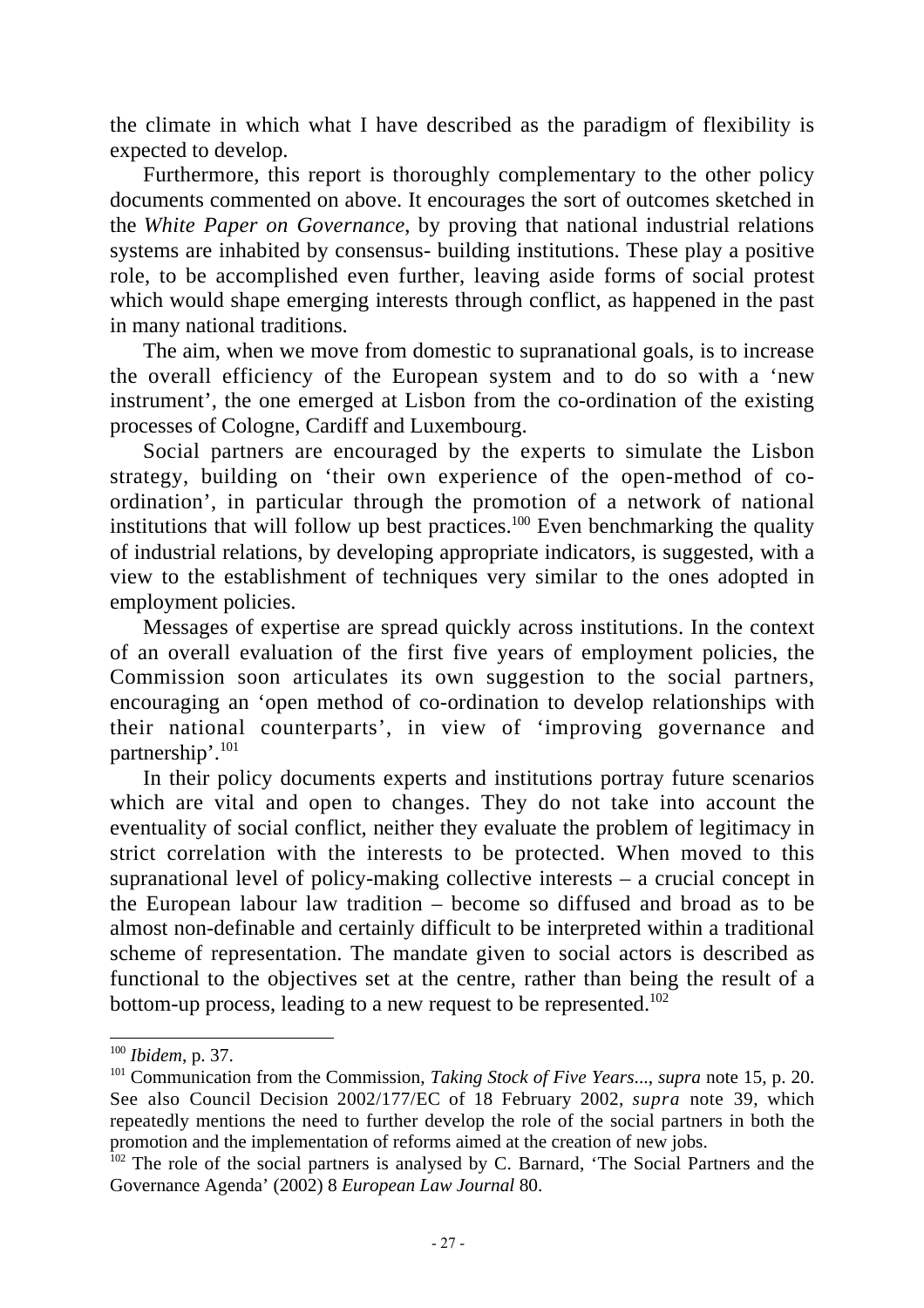the climate in which what I have described as the paradigm of flexibility is expected to develop.

Furthermore, this report is thoroughly complementary to the other policy documents commented on above. It encourages the sort of outcomes sketched in the *White Paper on Governance*, by proving that national industrial relations systems are inhabited by consensus- building institutions. These play a positive role, to be accomplished even further, leaving aside forms of social protest which would shape emerging interests through conflict, as happened in the past in many national traditions.

The aim, when we move from domestic to supranational goals, is to increase the overall efficiency of the European system and to do so with a 'new instrument', the one emerged at Lisbon from the co-ordination of the existing processes of Cologne, Cardiff and Luxembourg.

Social partners are encouraged by the experts to simulate the Lisbon strategy, building on 'their own experience of the open-method of co-ordination', in particular through the promotion of a network of national institutions that will follow up best practices.[100] Even benchmarking the quality of industrial relations, by developing appropriate indicators, is suggested, with a view to the establishment of techniques very similar to the ones adopted in employment policies.

Messages of expertise are spread quickly across institutions. In the context of an overall evaluation of the first five years of employment policies, the Commission soon articulates its own suggestion to the social partners, encouraging an 'open method of co-ordination to develop relationships with their national counterparts', in view of 'improving governance and partnership'.[101]

In their policy documents experts and institutions portray future scenarios which are vital and open to changes. They do not take into account the eventuality of social conflict, neither they evaluate the problem of legitimacy in strict correlation with the interests to be protected. When moved to this supranational level of policy-making collective interests – a crucial concept in the European labour law tradition – become so diffused and broad as to be almost non-definable and certainly difficult to be interpreted within a traditional scheme of representation. The mandate given to social actors is described as functional to the objectives set at the centre, rather than being the result of a bottom-up process, leading to a new request to be represented.[102]

---

[100] *Ibidem*, p. 37.

[101] Communication from the Commission, *Taking Stock of Five Years*..., *supra* note 15, p. 20. See also Council Decision 2002/177/EC of 18 February 2002, *supra* note 39, which repeatedly mentions the need to further develop the role of the social partners in both the promotion and the implementation of reforms aimed at the creation of new jobs.

[102] The role of the social partners is analysed by C. Barnard, 'The Social Partners and the Governance Agenda' (2002) 8 *European Law Journal* 80.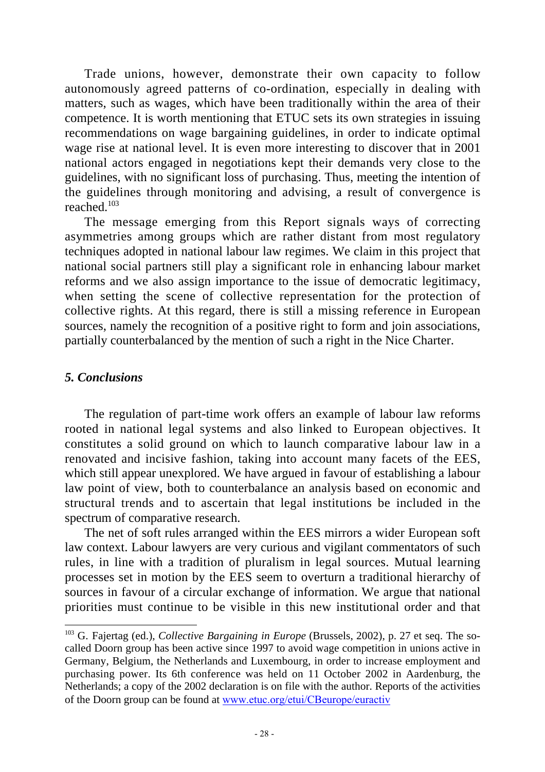Trade unions, however, demonstrate their own capacity to follow autonomously agreed patterns of co-ordination, especially in dealing with matters, such as wages, which have been traditionally within the area of their competence. It is worth mentioning that ETUC sets its own strategies in issuing recommendations on wage bargaining guidelines, in order to indicate optimal wage rise at national level. It is even more interesting to discover that in 2001 national actors engaged in negotiations kept their demands very close to the guidelines, with no significant loss of purchasing. Thus, meeting the intention of the guidelines through monitoring and advising, a result of convergence is reached.[103]

The message emerging from this Report signals ways of correcting asymmetries among groups which are rather distant from most regulatory techniques adopted in national labour law regimes. We claim in this project that national social partners still play a significant role in enhancing labour market reforms and we also assign importance to the issue of democratic legitimacy, when setting the scene of collective representation for the protection of collective rights. At this regard, there is still a missing reference in European sources, namely the recognition of a positive right to form and join associations, partially counterbalanced by the mention of such a right in the Nice Charter.

## *5. Conclusions*

The regulation of part-time work offers an example of labour law reforms rooted in national legal systems and also linked to European objectives. It constitutes a solid ground on which to launch comparative labour law in a renovated and incisive fashion, taking into account many facets of the EES, which still appear unexplored. We have argued in favour of establishing a labour law point of view, both to counterbalance an analysis based on economic and structural trends and to ascertain that legal institutions be included in the spectrum of comparative research.

The net of soft rules arranged within the EES mirrors a wider European soft law context. Labour lawyers are very curious and vigilant commentators of such rules, in line with a tradition of pluralism in legal sources. Mutual learning processes set in motion by the EES seem to overturn a traditional hierarchy of sources in favour of a circular exchange of information. We argue that national priorities must continue to be visible in this new institutional order and that

---

[103] G. Fajertag (ed.), *Collective Bargaining in Europe* (Brussels, 2002), p. 27 et seq. The so-called Doorn group has been active since 1997 to avoid wage competition in unions active in Germany, Belgium, the Netherlands and Luxembourg, in order to increase employment and purchasing power. Its 6th conference was held on 11 October 2002 in Aardenburg, the Netherlands; a copy of the 2002 declaration is on file with the author. Reports of the activities of the Doorn group can be found at www.etuc.org/etui/CBeurope/euractiv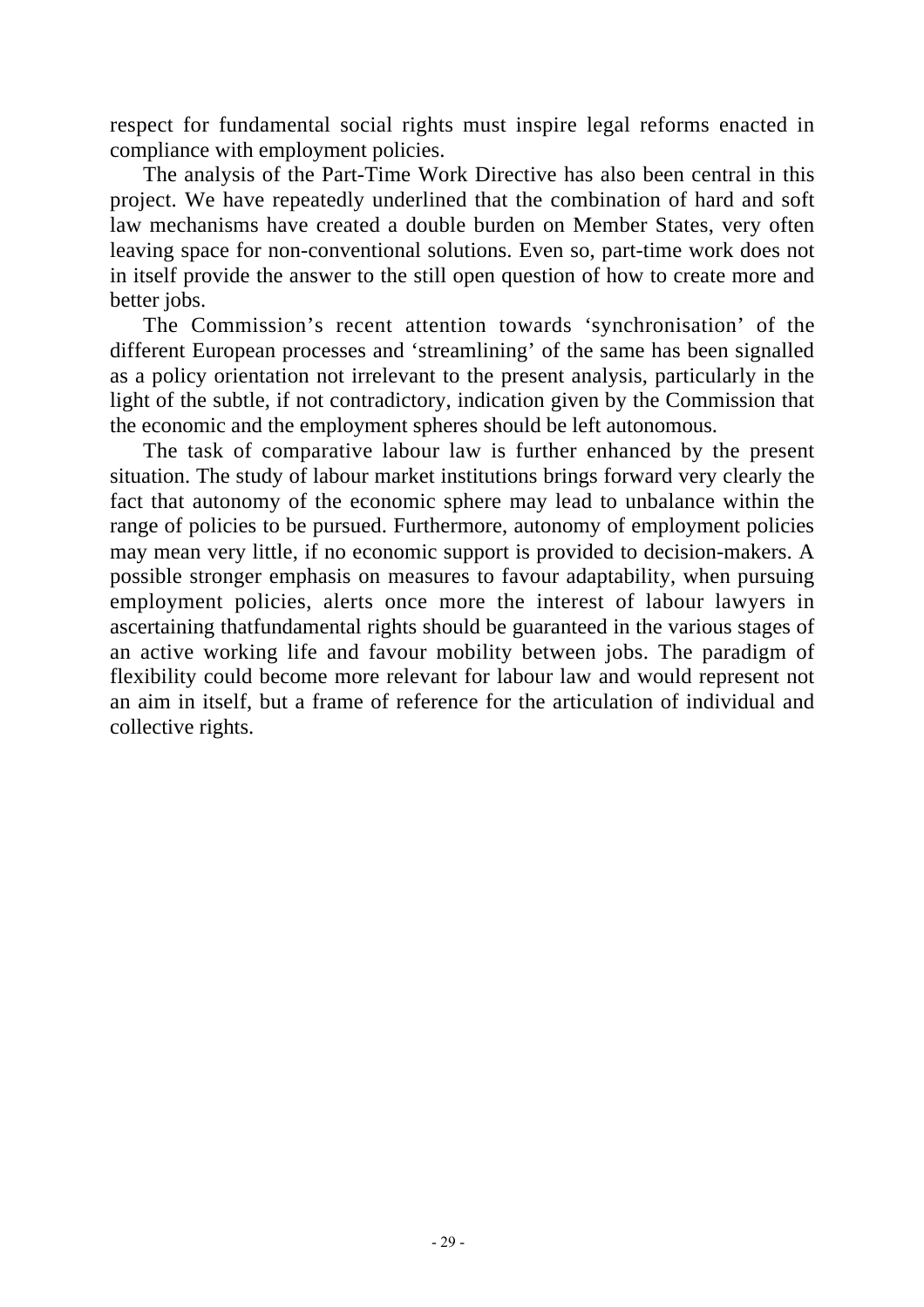respect for fundamental social rights must inspire legal reforms enacted in compliance with employment policies.

The analysis of the Part-Time Work Directive has also been central in this project. We have repeatedly underlined that the combination of hard and soft law mechanisms have created a double burden on Member States, very often leaving space for non-conventional solutions. Even so, part-time work does not in itself provide the answer to the still open question of how to create more and better jobs.

The Commission's recent attention towards 'synchronisation' of the different European processes and 'streamlining' of the same has been signalled as a policy orientation not irrelevant to the present analysis, particularly in the light of the subtle, if not contradictory, indication given by the Commission that the economic and the employment spheres should be left autonomous.

The task of comparative labour law is further enhanced by the present situation. The study of labour market institutions brings forward very clearly the fact that autonomy of the economic sphere may lead to unbalance within the range of policies to be pursued. Furthermore, autonomy of employment policies may mean very little, if no economic support is provided to decision-makers. A possible stronger emphasis on measures to favour adaptability, when pursuing employment policies, alerts once more the interest of labour lawyers in ascertaining thatfundamental rights should be guaranteed in the various stages of an active working life and favour mobility between jobs. The paradigm of flexibility could become more relevant for labour law and would represent not an aim in itself, but a frame of reference for the articulation of individual and collective rights.